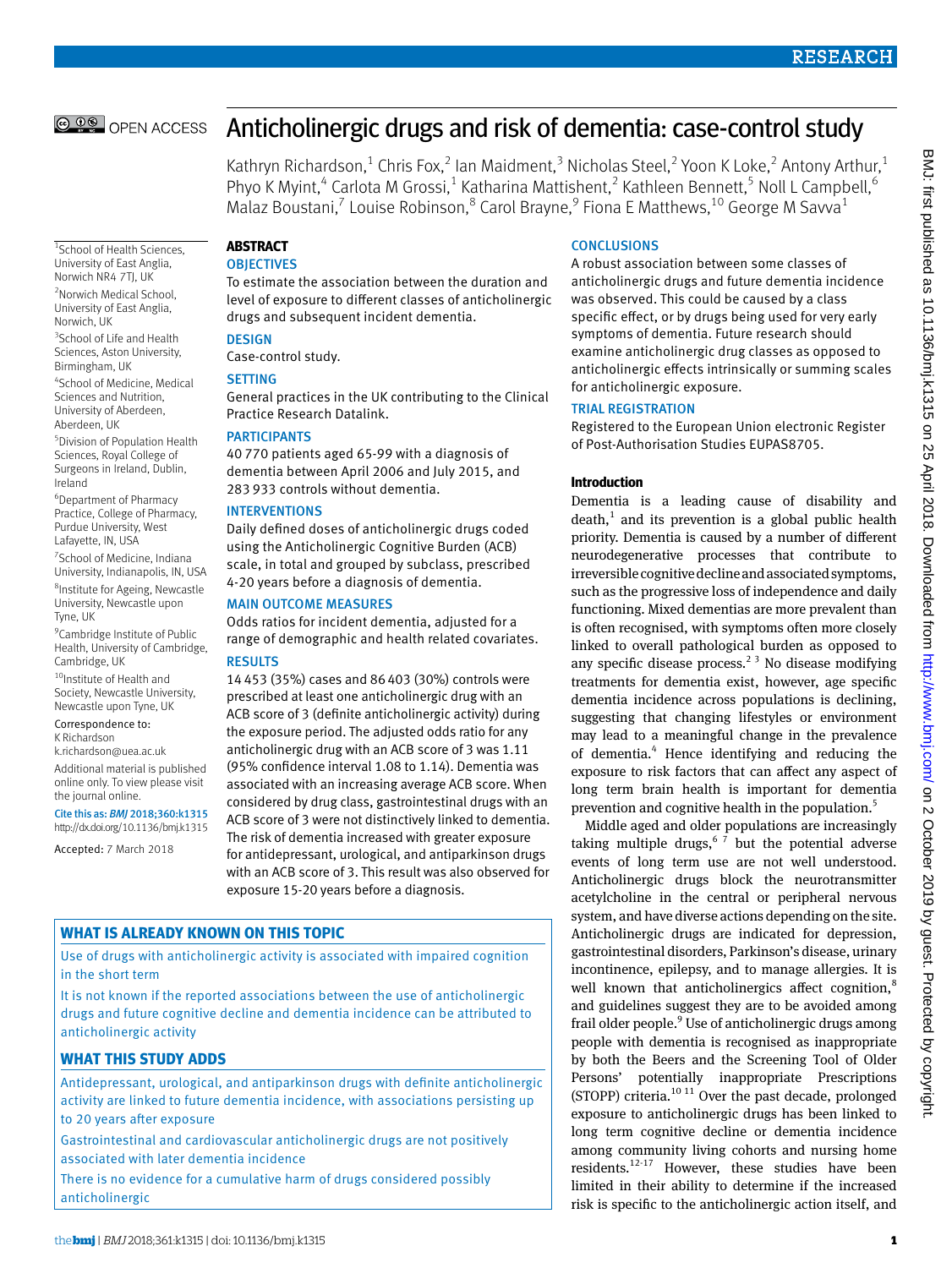# Anticholinergic drugs and risk of dementia: case-control study

Kathryn Richardson,[1] Chris Fox,[2] Ian Maidment,[3] Nicholas Steel,[2] Yoon K Loke,[2] Antony Arthur,[1] Phyo K Myint,[4] Carlota M Grossi,[1] Katharina Mattishent,[2] Kathleen Bennett,[5] Noll L Campbell,[6] Malaz Boustani,[7] Louise Robinson,[8] Carol Brayne,[9] Fiona E Matthews,[10] George M Savva[1]

[1]School of Health Sciences, University of East Anglia, Norwich NR4 7TJ, UK

[2]Norwich Medical School, University of East Anglia, Norwich, UK

[3]School of Life and Health Sciences, Aston University, Birmingham, UK

[4]School of Medicine, Medical Sciences and Nutrition, University of Aberdeen, Aberdeen, UK

[5]Division of Population Health Sciences, Royal College of Surgeons in Ireland, Dublin, Ireland

[6]Department of Pharmacy Practice, College of Pharmacy, Purdue University, West Lafayette, IN, USA

[7]School of Medicine, Indiana University, Indianapolis, IN, USA

[8]Institute for Ageing, Newcastle University, Newcastle upon Tyne, UK

[9]Cambridge Institute of Public Health, University of Cambridge, Cambridge, UK

[10]Institute of Health and Society, Newcastle University, Newcastle upon Tyne, UK

Correspondence to: K Richardson k.richardson@uea.ac.uk

Additional material is published online only. To view please visit the journal online.

Cite this as: *BMJ* 2018;360:k1315
http://dx.doi.org/10.1136/bmj.k1315

Accepted: 7 March 2018

## ABSTRACT

### OBJECTIVES

To estimate the association between the duration and level of exposure to different classes of anticholinergic drugs and subsequent incident dementia.

### DESIGN

Case-control study.

### SETTING

General practices in the UK contributing to the Clinical Practice Research Datalink.

### PARTICIPANTS

40 770 patients aged 65-99 with a diagnosis of dementia between April 2006 and July 2015, and 283 933 controls without dementia.

### INTERVENTIONS

Daily defined doses of anticholinergic drugs coded using the Anticholinergic Cognitive Burden (ACB) scale, in total and grouped by subclass, prescribed 4-20 years before a diagnosis of dementia.

### MAIN OUTCOME MEASURES

Odds ratios for incident dementia, adjusted for a range of demographic and health related covariates.

### RESULTS

14 453 (35%) cases and 86 403 (30%) controls were prescribed at least one anticholinergic drug with an ACB score of 3 (definite anticholinergic activity) during the exposure period. The adjusted odds ratio for any anticholinergic drug with an ACB score of 3 was 1.11 (95% confidence interval 1.08 to 1.14). Dementia was associated with an increasing average ACB score. When considered by drug class, gastrointestinal drugs with an ACB score of 3 were not distinctively linked to dementia. The risk of dementia increased with greater exposure for antidepressant, urological, and antiparkinson drugs with an ACB score of 3. This result was also observed for exposure 15-20 years before a diagnosis.

### CONCLUSIONS

A robust association between some classes of anticholinergic drugs and future dementia incidence was observed. This could be caused by a class specific effect, or by drugs being used for very early symptoms of dementia. Future research should examine anticholinergic drug classes as opposed to anticholinergic effects intrinsically or summing scales for anticholinergic exposure.

### TRIAL REGISTRATION

Registered to the European Union electronic Register of Post-Authorisation Studies EUPAS8705.

## WHAT IS ALREADY KNOWN ON THIS TOPIC

Use of drugs with anticholinergic activity is associated with impaired cognition in the short term

It is not known if the reported associations between the use of anticholinergic drugs and future cognitive decline and dementia incidence can be attributed to anticholinergic activity

## WHAT THIS STUDY ADDS

Antidepressant, urological, and antiparkinson drugs with definite anticholinergic activity are linked to future dementia incidence, with associations persisting up to 20 years after exposure

Gastrointestinal and cardiovascular anticholinergic drugs are not positively associated with later dementia incidence

There is no evidence for a cumulative harm of drugs considered possibly anticholinergic

## Introduction

Dementia is a leading cause of disability and death,[1] and its prevention is a global public health priority. Dementia is caused by a number of different neurodegenerative processes that contribute to irreversible cognitive decline and associated symptoms, such as the progressive loss of independence and daily functioning. Mixed dementias are more prevalent than is often recognised, with symptoms often more closely linked to overall pathological burden as opposed to any specific disease process.[2,3] No disease modifying treatments for dementia exist, however, age specific dementia incidence across populations is declining, suggesting that changing lifestyles or environment may lead to a meaningful change in the prevalence of dementia.[4] Hence identifying and reducing the exposure to risk factors that can affect any aspect of long term brain health is important for dementia prevention and cognitive health in the population.[5]

Middle aged and older populations are increasingly taking multiple drugs,[6,7] but the potential adverse events of long term use are not well understood. Anticholinergic drugs block the neurotransmitter acetylcholine in the central or peripheral nervous system, and have diverse actions depending on the site. Anticholinergic drugs are indicated for depression, gastrointestinal disorders, Parkinson's disease, urinary incontinence, epilepsy, and to manage allergies. It is well known that anticholinergics affect cognition,[8] and guidelines suggest they are to be avoided among frail older people.[9] Use of anticholinergic drugs among people with dementia is recognised as inappropriate by both the Beers and the Screening Tool of Older Persons' potentially inappropriate Prescriptions (STOPP) criteria.[10,11] Over the past decade, prolonged exposure to anticholinergic drugs has been linked to long term cognitive decline or dementia incidence among community living cohorts and nursing home residents.[12-17] However, these studies have been limited in their ability to determine if the increased risk is specific to the anticholinergic action itself, and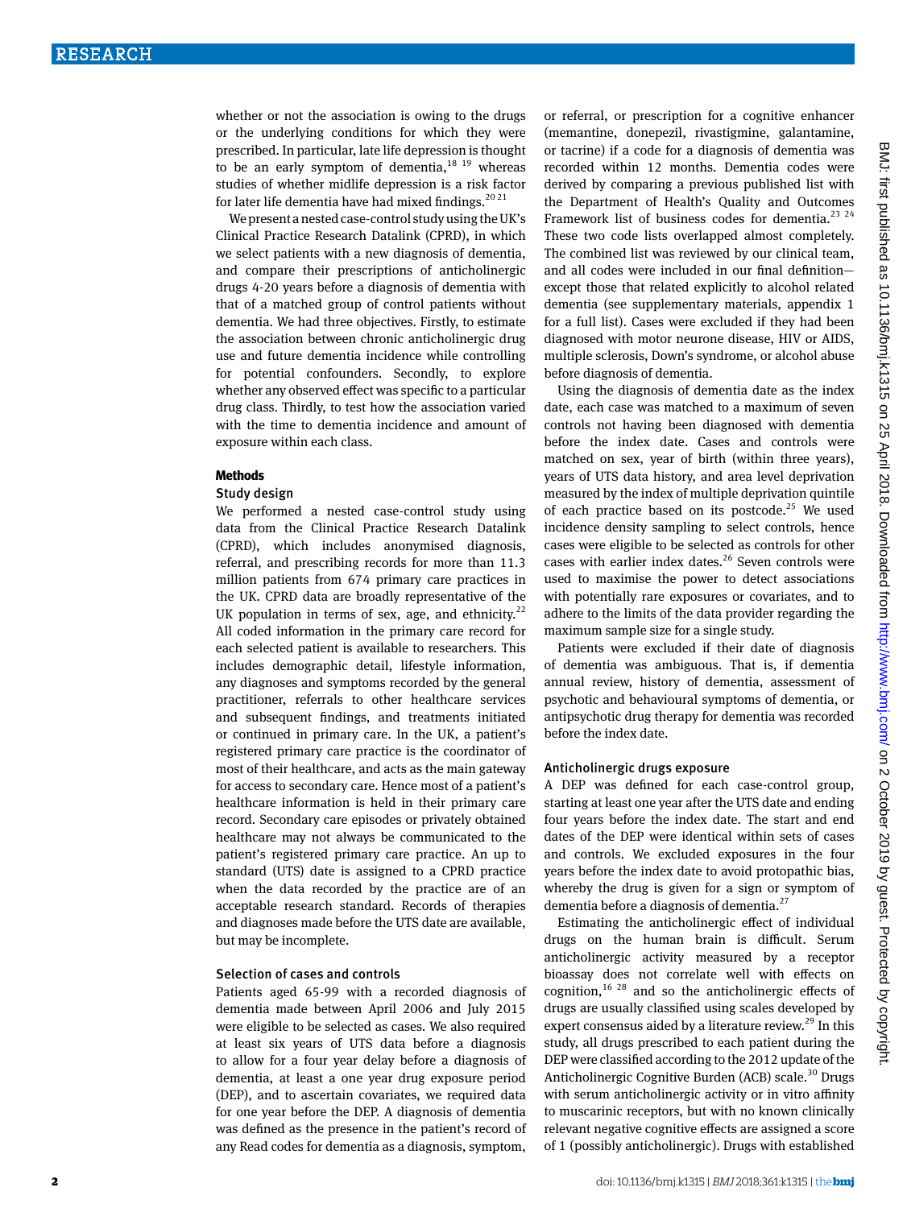whether or not the association is owing to the drugs or the underlying conditions for which they were prescribed. In particular, late life depression is thought to be an early symptom of dementia,[18 19] whereas studies of whether midlife depression is a risk factor for later life dementia have had mixed findings.[20 21]

We present a nested case-control study using the UK's Clinical Practice Research Datalink (CPRD), in which we select patients with a new diagnosis of dementia, and compare their prescriptions of anticholinergic drugs 4-20 years before a diagnosis of dementia with that of a matched group of control patients without dementia. We had three objectives. Firstly, to estimate the association between chronic anticholinergic drug use and future dementia incidence while controlling for potential confounders. Secondly, to explore whether any observed effect was specific to a particular drug class. Thirdly, to test how the association varied with the time to dementia incidence and amount of exposure within each class.

## Methods

### Study design

We performed a nested case-control study using data from the Clinical Practice Research Datalink (CPRD), which includes anonymised diagnosis, referral, and prescribing records for more than 11.3 million patients from 674 primary care practices in the UK. CPRD data are broadly representative of the UK population in terms of sex, age, and ethnicity.[22] All coded information in the primary care record for each selected patient is available to researchers. This includes demographic detail, lifestyle information, any diagnoses and symptoms recorded by the general practitioner, referrals to other healthcare services and subsequent findings, and treatments initiated or continued in primary care. In the UK, a patient's registered primary care practice is the coordinator of most of their healthcare, and acts as the main gateway for access to secondary care. Hence most of a patient's healthcare information is held in their primary care record. Secondary care episodes or privately obtained healthcare may not always be communicated to the patient's registered primary care practice. An up to standard (UTS) date is assigned to a CPRD practice when the data recorded by the practice are of an acceptable research standard. Records of therapies and diagnoses made before the UTS date are available, but may be incomplete.

### Selection of cases and controls

Patients aged 65-99 with a recorded diagnosis of dementia made between April 2006 and July 2015 were eligible to be selected as cases. We also required at least six years of UTS data before a diagnosis to allow for a four year delay before a diagnosis of dementia, at least a one year drug exposure period (DEP), and to ascertain covariates, we required data for one year before the DEP. A diagnosis of dementia was defined as the presence in the patient's record of any Read codes for dementia as a diagnosis, symptom, or referral, or prescription for a cognitive enhancer (memantine, donepezil, rivastigmine, galantamine, or tacrine) if a code for a diagnosis of dementia was recorded within 12 months. Dementia codes were derived by comparing a previous published list with the Department of Health's Quality and Outcomes Framework list of business codes for dementia.[23 24] These two code lists overlapped almost completely. The combined list was reviewed by our clinical team, and all codes were included in our final definition—except those that related explicitly to alcohol related dementia (see supplementary materials, appendix 1 for a full list). Cases were excluded if they had been diagnosed with motor neurone disease, HIV or AIDS, multiple sclerosis, Down's syndrome, or alcohol abuse before diagnosis of dementia.

Using the diagnosis of dementia date as the index date, each case was matched to a maximum of seven controls not having been diagnosed with dementia before the index date. Cases and controls were matched on sex, year of birth (within three years), years of UTS data history, and area level deprivation measured by the index of multiple deprivation quintile of each practice based on its postcode.[25] We used incidence density sampling to select controls, hence cases were eligible to be selected as controls for other cases with earlier index dates.[26] Seven controls were used to maximise the power to detect associations with potentially rare exposures or covariates, and to adhere to the limits of the data provider regarding the maximum sample size for a single study.

Patients were excluded if their date of diagnosis of dementia was ambiguous. That is, if dementia annual review, history of dementia, assessment of psychotic and behavioural symptoms of dementia, or antipsychotic drug therapy for dementia was recorded before the index date.

### Anticholinergic drugs exposure

A DEP was defined for each case-control group, starting at least one year after the UTS date and ending four years before the index date. The start and end dates of the DEP were identical within sets of cases and controls. We excluded exposures in the four years before the index date to avoid protopathic bias, whereby the drug is given for a sign or symptom of dementia before a diagnosis of dementia.[27]

Estimating the anticholinergic effect of individual drugs on the human brain is difficult. Serum anticholinergic activity measured by a receptor bioassay does not correlate well with effects on cognition,[16 28] and so the anticholinergic effects of drugs are usually classified using scales developed by expert consensus aided by a literature review.[29] In this study, all drugs prescribed to each patient during the DEP were classified according to the 2012 update of the Anticholinergic Cognitive Burden (ACB) scale.[30] Drugs with serum anticholinergic activity or in vitro affinity to muscarinic receptors, but with no known clinically relevant negative cognitive effects are assigned a score of 1 (possibly anticholinergic). Drugs with established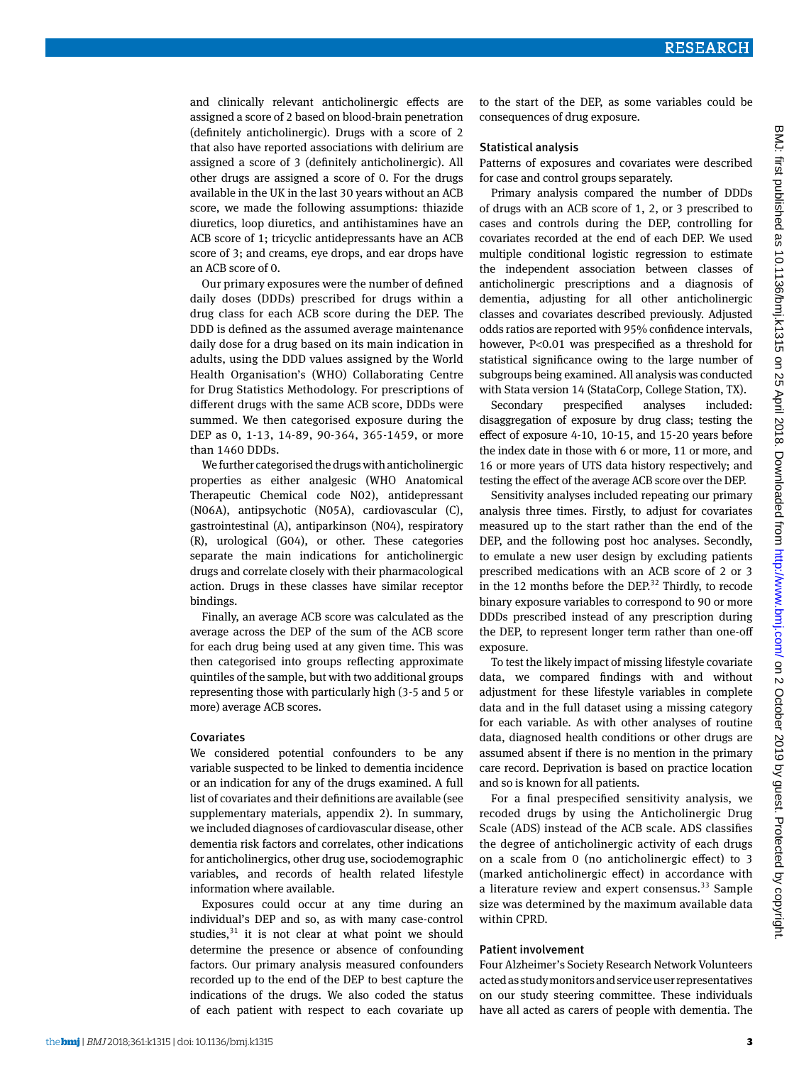and clinically relevant anticholinergic effects are assigned a score of 2 based on blood-brain penetration (definitely anticholinergic). Drugs with a score of 2 that also have reported associations with delirium are assigned a score of 3 (definitely anticholinergic). All other drugs are assigned a score of 0. For the drugs available in the UK in the last 30 years without an ACB score, we made the following assumptions: thiazide diuretics, loop diuretics, and antihistamines have an ACB score of 1; tricyclic antidepressants have an ACB score of 3; and creams, eye drops, and ear drops have an ACB score of 0.

Our primary exposures were the number of defined daily doses (DDDs) prescribed for drugs within a drug class for each ACB score during the DEP. The DDD is defined as the assumed average maintenance daily dose for a drug based on its main indication in adults, using the DDD values assigned by the World Health Organisation's (WHO) Collaborating Centre for Drug Statistics Methodology. For prescriptions of different drugs with the same ACB score, DDDs were summed. We then categorised exposure during the DEP as 0, 1-13, 14-89, 90-364, 365-1459, or more than 1460 DDDs.

We further categorised the drugs with anticholinergic properties as either analgesic (WHO Anatomical Therapeutic Chemical code N02), antidepressant (N06A), antipsychotic (N05A), cardiovascular (C), gastrointestinal (A), antiparkinson (N04), respiratory (R), urological (G04), or other. These categories separate the main indications for anticholinergic drugs and correlate closely with their pharmacological action. Drugs in these classes have similar receptor bindings.

Finally, an average ACB score was calculated as the average across the DEP of the sum of the ACB score for each drug being used at any given time. This was then categorised into groups reflecting approximate quintiles of the sample, but with two additional groups representing those with particularly high (3-5 and 5 or more) average ACB scores.

### Covariates

We considered potential confounders to be any variable suspected to be linked to dementia incidence or an indication for any of the drugs examined. A full list of covariates and their definitions are available (see supplementary materials, appendix 2). In summary, we included diagnoses of cardiovascular disease, other dementia risk factors and correlates, other indications for anticholinergics, other drug use, sociodemographic variables, and records of health related lifestyle information where available.

Exposures could occur at any time during an individual's DEP and so, as with many case-control studies,[31] it is not clear at what point we should determine the presence or absence of confounding factors. Our primary analysis measured confounders recorded up to the end of the DEP to best capture the indications of the drugs. We also coded the status of each patient with respect to each covariate up to the start of the DEP, as some variables could be consequences of drug exposure.

### Statistical analysis

Patterns of exposures and covariates were described for case and control groups separately.

Primary analysis compared the number of DDDs of drugs with an ACB score of 1, 2, or 3 prescribed to cases and controls during the DEP, controlling for covariates recorded at the end of each DEP. We used multiple conditional logistic regression to estimate the independent association between classes of anticholinergic prescriptions and a diagnosis of dementia, adjusting for all other anticholinergic classes and covariates described previously. Adjusted odds ratios are reported with 95% confidence intervals, however, $P<0.01$ was prespecified as a threshold for statistical significance owing to the large number of subgroups being examined. All analysis was conducted with Stata version 14 (StataCorp, College Station, TX).

Secondary prespecified analyses included: disaggregation of exposure by drug class; testing the effect of exposure 4-10, 10-15, and 15-20 years before the index date in those with 6 or more, 11 or more, and 16 or more years of UTS data history respectively; and testing the effect of the average ACB score over the DEP.

Sensitivity analyses included repeating our primary analysis three times. Firstly, to adjust for covariates measured up to the start rather than the end of the DEP, and the following post hoc analyses. Secondly, to emulate a new user design by excluding patients prescribed medications with an ACB score of 2 or 3 in the 12 months before the DEP.[32] Thirdly, to recode binary exposure variables to correspond to 90 or more DDDs prescribed instead of any prescription during the DEP, to represent longer term rather than one-off exposure.

To test the likely impact of missing lifestyle covariate data, we compared findings with and without adjustment for these lifestyle variables in complete data and in the full dataset using a missing category for each variable. As with other analyses of routine data, diagnosed health conditions or other drugs are assumed absent if there is no mention in the primary care record. Deprivation is based on practice location and so is known for all patients.

For a final prespecified sensitivity analysis, we recoded drugs by using the Anticholinergic Drug Scale (ADS) instead of the ACB scale. ADS classifies the degree of anticholinergic activity of each drugs on a scale from 0 (no anticholinergic effect) to 3 (marked anticholinergic effect) in accordance with a literature review and expert consensus.[33] Sample size was determined by the maximum available data within CPRD.

### Patient involvement

Four Alzheimer's Society Research Network Volunteers acted as study monitors and service user representatives on our study steering committee. These individuals have all acted as carers of people with dementia. The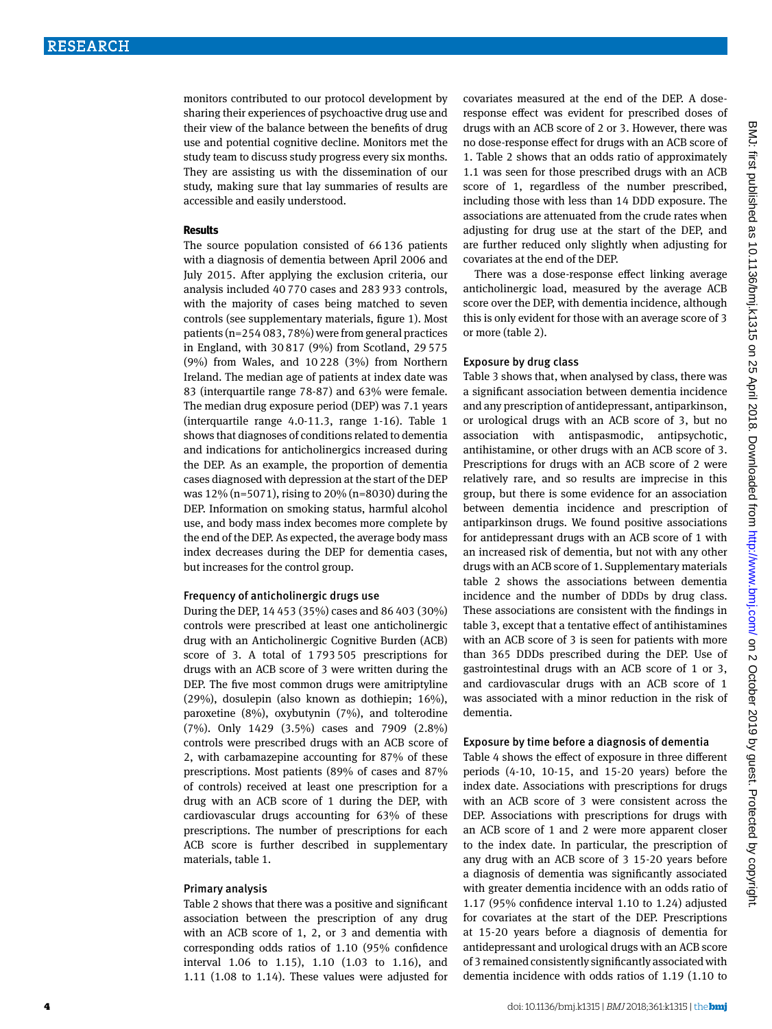monitors contributed to our protocol development by sharing their experiences of psychoactive drug use and their view of the balance between the benefits of drug use and potential cognitive decline. Monitors met the study team to discuss study progress every six months. They are assisting us with the dissemination of our study, making sure that lay summaries of results are accessible and easily understood.

## Results

The source population consisted of 66 136 patients with a diagnosis of dementia between April 2006 and July 2015. After applying the exclusion criteria, our analysis included 40 770 cases and 283 933 controls, with the majority of cases being matched to seven controls (see supplementary materials, figure 1). Most patients (n=254 083, 78%) were from general practices in England, with 30 817 (9%) from Scotland, 29 575 (9%) from Wales, and 10 228 (3%) from Northern Ireland. The median age of patients at index date was 83 (interquartile range 78-87) and 63% were female. The median drug exposure period (DEP) was 7.1 years (interquartile range 4.0-11.3, range 1-16). Table 1 shows that diagnoses of conditions related to dementia and indications for anticholinergics increased during the DEP. As an example, the proportion of dementia cases diagnosed with depression at the start of the DEP was 12% (n=5071), rising to 20% (n=8030) during the DEP. Information on smoking status, harmful alcohol use, and body mass index becomes more complete by the end of the DEP. As expected, the average body mass index decreases during the DEP for dementia cases, but increases for the control group.

### Frequency of anticholinergic drugs use

During the DEP, 14 453 (35%) cases and 86 403 (30%) controls were prescribed at least one anticholinergic drug with an Anticholinergic Cognitive Burden (ACB) score of 3. A total of 1 793 505 prescriptions for drugs with an ACB score of 3 were written during the DEP. The five most common drugs were amitriptyline (29%), dosulepin (also known as dothiepin; 16%), paroxetine (8%), oxybutynin (7%), and tolterodine (7%). Only 1429 (3.5%) cases and 7909 (2.8%) controls were prescribed drugs with an ACB score of 2, with carbamazepine accounting for 87% of these prescriptions. Most patients (89% of cases and 87% of controls) received at least one prescription for a drug with an ACB score of 1 during the DEP, with cardiovascular drugs accounting for 63% of these prescriptions. The number of prescriptions for each ACB score is further described in supplementary materials, table 1.

### Primary analysis

Table 2 shows that there was a positive and significant association between the prescription of any drug with an ACB score of 1, 2, or 3 and dementia with corresponding odds ratios of 1.10 (95% confidence interval 1.06 to 1.15), 1.10 (1.03 to 1.16), and 1.11 (1.08 to 1.14). These values were adjusted for covariates measured at the end of the DEP. A dose-response effect was evident for prescribed doses of drugs with an ACB score of 2 or 3. However, there was no dose-response effect for drugs with an ACB score of 1. Table 2 shows that an odds ratio of approximately 1.1 was seen for those prescribed drugs with an ACB score of 1, regardless of the number prescribed, including those with less than 14 DDD exposure. The associations are attenuated from the crude rates when adjusting for drug use at the start of the DEP, and are further reduced only slightly when adjusting for covariates at the end of the DEP.

There was a dose-response effect linking average anticholinergic load, measured by the average ACB score over the DEP, with dementia incidence, although this is only evident for those with an average score of 3 or more (table 2).

### Exposure by drug class

Table 3 shows that, when analysed by class, there was a significant association between dementia incidence and any prescription of antidepressant, antiparkinson, or urological drugs with an ACB score of 3, but no association with antispasmodic, antipsychotic, antihistamine, or other drugs with an ACB score of 3. Prescriptions for drugs with an ACB score of 2 were relatively rare, and so results are imprecise in this group, but there is some evidence for an association between dementia incidence and prescription of antiparkinson drugs. We found positive associations for antidepressant drugs with an ACB score of 1 with an increased risk of dementia, but not with any other drugs with an ACB score of 1. Supplementary materials table 2 shows the associations between dementia incidence and the number of DDDs by drug class. These associations are consistent with the findings in table 3, except that a tentative effect of antihistamines with an ACB score of 3 is seen for patients with more than 365 DDDs prescribed during the DEP. Use of gastrointestinal drugs with an ACB score of 1 or 3, and cardiovascular drugs with an ACB score of 1 was associated with a minor reduction in the risk of dementia.

### Exposure by time before a diagnosis of dementia

Table 4 shows the effect of exposure in three different periods (4-10, 10-15, and 15-20 years) before the index date. Associations with prescriptions for drugs with an ACB score of 3 were consistent across the DEP. Associations with prescriptions for drugs with an ACB score of 1 and 2 were more apparent closer to the index date. In particular, the prescription of any drug with an ACB score of 3 15-20 years before a diagnosis of dementia was significantly associated with greater dementia incidence with an odds ratio of 1.17 (95% confidence interval 1.10 to 1.24) adjusted for covariates at the start of the DEP. Prescriptions at 15-20 years before a diagnosis of dementia for antidepressant and urological drugs with an ACB score of 3 remained consistently significantly associated with dementia incidence with odds ratios of 1.19 (1.10 to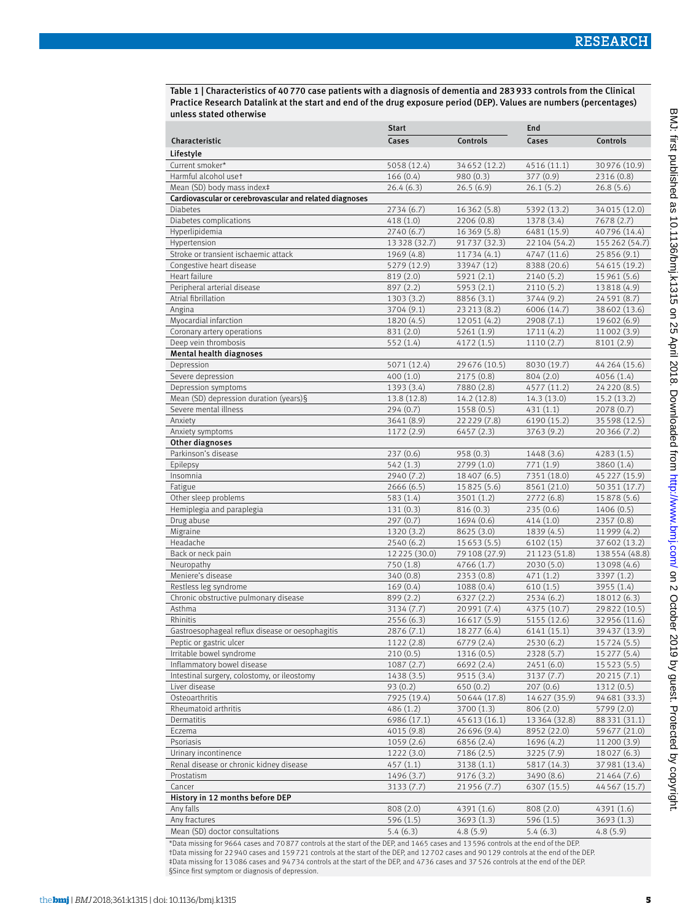**Table 1 | Characteristics of 40 770 case patients with a diagnosis of dementia and 283 933 controls from the Clinical Practice Research Datalink at the start and end of the drug exposure period (DEP). Values are numbers (percentages) unless stated otherwise**

| | Start | | End | |
|---|---|---|---|---|
| Characteristic | Cases | Controls | Cases | Controls |
| **Lifestyle** | | | | |
| Current smoker* | 5058 (12.4) | 34 652 (12.2) | 4516 (11.1) | 30 976 (10.9) |
| Harmful alcohol use† | 166 (0.4) | 980 (0.3) | 377 (0.9) | 2316 (0.8) |
| Mean (SD) body mass index‡ | 26.4 (6.3) | 26.5 (6.9) | 26.1 (5.2) | 26.8 (5.6) |
| **Cardiovascular or cerebrovascular and related diagnoses** | | | | |
| Diabetes | 2734 (6.7) | 16 362 (5.8) | 5392 (13.2) | 34 015 (12.0) |
| Diabetes complications | 418 (1.0) | 2206 (0.8) | 1378 (3.4) | 7678 (2.7) |
| Hyperlipidemia | 2740 (6.7) | 16 369 (5.8) | 6481 (15.9) | 40 796 (14.4) |
| Hypertension | 13 328 (32.7) | 91 737 (32.3) | 22 104 (54.2) | 155 262 (54.7) |
| Stroke or transient ischaemic attack | 1969 (4.8) | 11 734 (4.1) | 4747 (11.6) | 25 856 (9.1) |
| Congestive heart disease | 5279 (12.9) | 33947 (12) | 8388 (20.6) | 54 615 (19.2) |
| Heart failure | 819 (2.0) | 5921 (2.1) | 2140 (5.2) | 15 961 (5.6) |
| Peripheral arterial disease | 897 (2.2) | 5953 (2.1) | 2110 (5.2) | 13 818 (4.9) |
| Atrial fibrillation | 1303 (3.2) | 8856 (3.1) | 3744 (9.2) | 24 591 (8.7) |
| Angina | 3704 (9.1) | 23 213 (8.2) | 6006 (14.7) | 38 602 (13.6) |
| Myocardial infarction | 1820 (4.5) | 12 051 (4.2) | 2908 (7.1) | 19 602 (6.9) |
| Coronary artery operations | 831 (2.0) | 5261 (1.9) | 1711 (4.2) | 11 002 (3.9) |
| Deep vein thrombosis | 552 (1.4) | 4172 (1.5) | 1110 (2.7) | 8101 (2.9) |
| **Mental health diagnoses** | | | | |
| Depression | 5071 (12.4) | 29 676 (10.5) | 8030 (19.7) | 44 264 (15.6) |
| Severe depression | 400 (1.0) | 2175 (0.8) | 804 (2.0) | 4056 (1.4) |
| Depression symptoms | 1393 (3.4) | 7880 (2.8) | 4577 (11.2) | 24 220 (8.5) |
| Mean (SD) depression duration (years)§ | 13.8 (12.8) | 14.2 (12.8) | 14.3 (13.0) | 15.2 (13.2) |
| Severe mental illness | 294 (0.7) | 1558 (0.5) | 431 (1.1) | 2078 (0.7) |
| Anxiety | 3641 (8.9) | 22 229 (7.8) | 6190 (15.2) | 35 598 (12.5) |
| Anxiety symptoms | 1172 (2.9) | 6457 (2.3) | 3763 (9.2) | 20 366 (7.2) |
| **Other diagnoses** | | | | |
| Parkinson's disease | 237 (0.6) | 958 (0.3) | 1448 (3.6) | 4283 (1.5) |
| Epilepsy | 542 (1.3) | 2799 (1.0) | 771 (1.9) | 3860 (1.4) |
| Insomnia | 2940 (7.2) | 18 407 (6.5) | 7351 (18.0) | 45 227 (15.9) |
| Fatigue | 2666 (6.5) | 15 825 (5.6) | 8561 (21.0) | 50 351 (17.7) |
| Other sleep problems | 583 (1.4) | 3501 (1.2) | 2772 (6.8) | 15 878 (5.6) |
| Hemiplegia and paraplegia | 131 (0.3) | 816 (0.3) | 235 (0.6) | 1406 (0.5) |
| Drug abuse | 297 (0.7) | 1694 (0.6) | 414 (1.0) | 2357 (0.8) |
| Migraine | 1320 (3.2) | 8625 (3.0) | 1839 (4.5) | 11 999 (4.2) |
| Headache | 2540 (6.2) | 15 653 (5.5) | 6102 (15) | 37 602 (13.2) |
| Back or neck pain | 12 225 (30.0) | 79 108 (27.9) | 21 123 (51.8) | 138 554 (48.8) |
| Neuropathy | 750 (1.8) | 4766 (1.7) | 2030 (5.0) | 13 098 (4.6) |
| Meniere's disease | 340 (0.8) | 2353 (0.8) | 471 (1.2) | 3397 (1.2) |
| Restless leg syndrome | 169 (0.4) | 1088 (0.4) | 610 (1.5) | 3955 (1.4) |
| Chronic obstructive pulmonary disease | 899 (2.2) | 6327 (2.2) | 2534 (6.2) | 18 012 (6.3) |
| Asthma | 3134 (7.7) | 20 991 (7.4) | 4375 (10.7) | 29 822 (10.5) |
| Rhinitis | 2556 (6.3) | 16 617 (5.9) | 5155 (12.6) | 32 956 (11.6) |
| Gastroesophageal reflux disease or oesophagitis | 2876 (7.1) | 18 277 (6.4) | 6141 (15.1) | 39 437 (13.9) |
| Peptic or gastric ulcer | 1122 (2.8) | 6779 (2.4) | 2530 (6.2) | 15 724 (5.5) |
| Irritable bowel syndrome | 210 (0.5) | 1316 (0.5) | 2328 (5.7) | 15 277 (5.4) |
| Inflammatory bowel disease | 1087 (2.7) | 6692 (2.4) | 2451 (6.0) | 15 523 (5.5) |
| Intestinal surgery, colostomy, or ileostomy | 1438 (3.5) | 9515 (3.4) | 3137 (7.7) | 20 215 (7.1) |
| Liver disease | 93 (0.2) | 650 (0.2) | 207 (0.6) | 1312 (0.5) |
| Osteoarthritis | 7925 (19.4) | 50 644 (17.8) | 14 627 (35.9) | 94 681 (33.3) |
| Rheumatoid arthritis | 486 (1.2) | 3700 (1.3) | 806 (2.0) | 5799 (2.0) |
| Dermatitis | 6986 (17.1) | 45 613 (16.1) | 13 364 (32.8) | 88 331 (31.1) |
| Eczema | 4015 (9.8) | 26 696 (9.4) | 8952 (22.0) | 59 677 (21.0) |
| Psoriasis | 1059 (2.6) | 6856 (2.4) | 1696 (4.2) | 11 200 (3.9) |
| Urinary incontinence | 1222 (3.0) | 7186 (2.5) | 3225 (7.9) | 18 027 (6.3) |
| Renal disease or chronic kidney disease | 457 (1.1) | 3138 (1.1) | 5817 (14.3) | 37 981 (13.4) |
| Prostatism | 1496 (3.7) | 9176 (3.2) | 3490 (8.6) | 21 464 (7.6) |
| Cancer | 3133 (7.7) | 21 956 (7.7) | 6307 (15.5) | 44 567 (15.7) |
| **History in 12 months before DEP** | | | | |
| Any falls | 808 (2.0) | 4391 (1.6) | 808 (2.0) | 4391 (1.6) |
| Any fractures | 596 (1.5) | 3693 (1.3) | 596 (1.5) | 3693 (1.3) |
| Mean (SD) doctor consultations | 5.4 (6.3) | 4.8 (5.9) | 5.4 (6.3) | 4.8 (5.9) |

*Data missing for 9664 cases and 70 877 controls at the start of the DEP, and 1465 cases and 13 596 controls at the end of the DEP.
†Data missing for 22 940 cases and 159 721 controls at the start of the DEP, and 12 702 cases and 90 129 controls at the end of the DEP.
‡Data missing for 13 086 cases and 94 734 controls at the start of the DEP, and 4736 cases and 37 526 controls at the end of the DEP.
§Since first symptom or diagnosis of depression.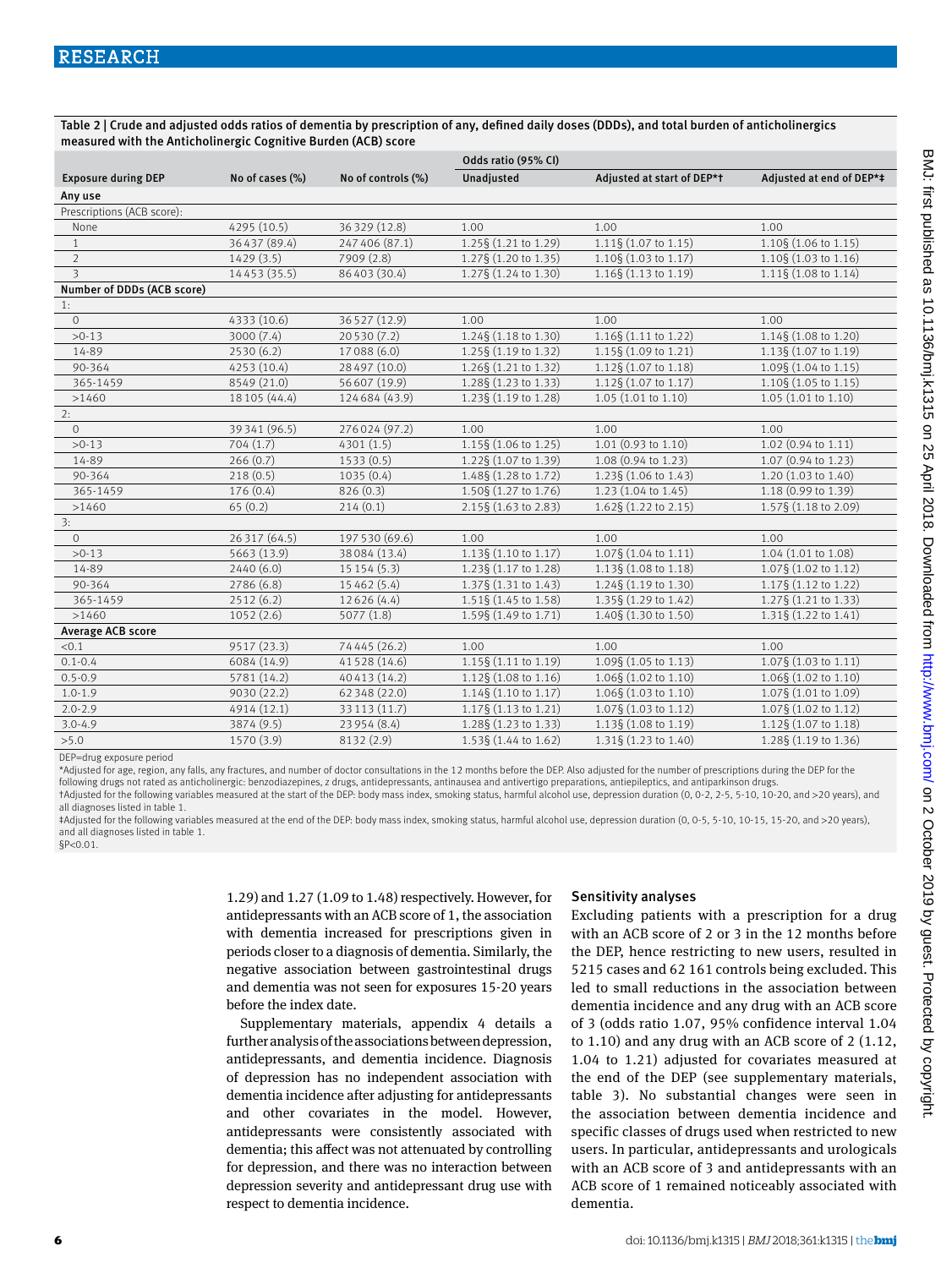Table 2 | Crude and adjusted odds ratios of dementia by prescription of any, defined daily doses (DDDs), and total burden of anticholinergics measured with the Anticholinergic Cognitive Burden (ACB) score

| | | | Odds ratio (95% CI) | | |
|---|---|---|---|---|---|
| Exposure during DEP | No of cases (%) | No of controls (%) | Unadjusted | Adjusted at start of DEP*† | Adjusted at end of DEP*‡ |
| **Any use** | | | | | |
| Prescriptions (ACB score): | | | | | |
| None | 4295 (10.5) | 36 329 (12.8) | 1.00 | 1.00 | 1.00 |
| 1 | 36 437 (89.4) | 247 406 (87.1) | 1.25§ (1.21 to 1.29) | 1.11§ (1.07 to 1.15) | 1.10§ (1.06 to 1.15) |
| 2 | 1429 (3.5) | 7909 (2.8) | 1.27§ (1.20 to 1.35) | 1.10§ (1.03 to 1.17) | 1.10§ (1.03 to 1.16) |
| 3 | 14 453 (35.5) | 86 403 (30.4) | 1.27§ (1.24 to 1.30) | 1.16§ (1.13 to 1.19) | 1.11§ (1.08 to 1.14) |
| **Number of DDDs (ACB score)** | | | | | |
| 1: | | | | | |
| 0 | 4333 (10.6) | 36 527 (12.9) | 1.00 | 1.00 | 1.00 |
| >0-13 | 3000 (7.4) | 20 530 (7.2) | 1.24§ (1.18 to 1.30) | 1.16§ (1.11 to 1.22) | 1.14§ (1.08 to 1.20) |
| 14-89 | 2530 (6.2) | 17 088 (6.0) | 1.25§ (1.19 to 1.32) | 1.15§ (1.09 to 1.21) | 1.13§ (1.07 to 1.19) |
| 90-364 | 4253 (10.4) | 28 497 (10.0) | 1.26§ (1.21 to 1.32) | 1.12§ (1.07 to 1.18) | 1.09§ (1.04 to 1.15) |
| 365-1459 | 8549 (21.0) | 56 607 (19.9) | 1.28§ (1.23 to 1.33) | 1.12§ (1.07 to 1.17) | 1.10§ (1.05 to 1.15) |
| >1460 | 18 105 (44.4) | 124 684 (43.9) | 1.23§ (1.19 to 1.28) | 1.05 (1.01 to 1.10) | 1.05 (1.01 to 1.10) |
| 2: | | | | | |
| 0 | 39 341 (96.5) | 276 024 (97.2) | 1.00 | 1.00 | 1.00 |
| >0-13 | 704 (1.7) | 4301 (1.5) | 1.15§ (1.06 to 1.25) | 1.01 (0.93 to 1.10) | 1.02 (0.94 to 1.11) |
| 14-89 | 266 (0.7) | 1533 (0.5) | 1.22§ (1.07 to 1.39) | 1.08 (0.94 to 1.23) | 1.07 (0.94 to 1.23) |
| 90-364 | 218 (0.5) | 1035 (0.4) | 1.48§ (1.28 to 1.72) | 1.23§ (1.06 to 1.43) | 1.20 (1.03 to 1.40) |
| 365-1459 | 176 (0.4) | 826 (0.3) | 1.50§ (1.27 to 1.76) | 1.23 (1.04 to 1.45) | 1.18 (0.99 to 1.39) |
| >1460 | 65 (0.2) | 214 (0.1) | 2.15§ (1.63 to 2.83) | 1.62§ (1.22 to 2.15) | 1.57§ (1.18 to 2.09) |
| 3: | | | | | |
| 0 | 26 317 (64.5) | 197 530 (69.6) | 1.00 | 1.00 | 1.00 |
| >0-13 | 5663 (13.9) | 38 084 (13.4) | 1.13§ (1.10 to 1.17) | 1.07§ (1.04 to 1.11) | 1.04 (1.01 to 1.08) |
| 14-89 | 2440 (6.0) | 15 154 (5.3) | 1.23§ (1.17 to 1.28) | 1.13§ (1.08 to 1.18) | 1.07§ (1.02 to 1.12) |
| 90-364 | 2786 (6.8) | 15 462 (5.4) | 1.37§ (1.31 to 1.43) | 1.24§ (1.19 to 1.30) | 1.17§ (1.12 to 1.22) |
| 365-1459 | 2512 (6.2) | 12 626 (4.4) | 1.51§ (1.45 to 1.58) | 1.35§ (1.29 to 1.42) | 1.27§ (1.21 to 1.33) |
| >1460 | 1052 (2.6) | 5077 (1.8) | 1.59§ (1.49 to 1.71) | 1.40§ (1.30 to 1.50) | 1.31§ (1.22 to 1.41) |
| **Average ACB score** | | | | | |
| <0.1 | 9517 (23.3) | 74 445 (26.2) | 1.00 | 1.00 | 1.00 |
| 0.1-0.4 | 6084 (14.9) | 41 528 (14.6) | 1.15§ (1.11 to 1.19) | 1.09§ (1.05 to 1.13) | 1.07§ (1.03 to 1.11) |
| 0.5-0.9 | 5781 (14.2) | 40 413 (14.2) | 1.12§ (1.08 to 1.16) | 1.06§ (1.02 to 1.10) | 1.06§ (1.02 to 1.10) |
| 1.0-1.9 | 9030 (22.2) | 62 348 (22.0) | 1.14§ (1.10 to 1.17) | 1.06§ (1.03 to 1.10) | 1.07§ (1.01 to 1.09) |
| 2.0-2.9 | 4914 (12.1) | 33 113 (11.7) | 1.17§ (1.13 to 1.21) | 1.07§ (1.03 to 1.12) | 1.07§ (1.02 to 1.12) |
| 3.0-4.9 | 3874 (9.5) | 23 954 (8.4) | 1.28§ (1.23 to 1.33) | 1.13§ (1.08 to 1.19) | 1.12§ (1.07 to 1.18) |
| >5.0 | 1570 (3.9) | 8132 (2.9) | 1.53§ (1.44 to 1.62) | 1.31§ (1.23 to 1.40) | 1.28§ (1.19 to 1.36) |

DEP=drug exposure period

*Adjusted for age, region, any falls, any fractures, and number of doctor consultations in the 12 months before the DEP. Also adjusted for the number of prescriptions during the DEP for the following drugs not rated as anticholinergic: benzodiazepines, z drugs, antidepressants, antinausea and antivertigo preparations, antiepileptics, and antiparkinson drugs.

†Adjusted for the following variables measured at the start of the DEP: body mass index, smoking status, harmful alcohol use, depression duration (0, 0-2, 2-5, 5-10, 10-20, and >20 years), and all diagnoses listed in table 1.

‡Adjusted for the following variables measured at the end of the DEP: body mass index, smoking status, harmful alcohol use, depression duration (0, 0-5, 5-10, 10-15, 15-20, and >20 years), and all diagnoses listed in table 1.

§P<0.01.

1.29) and 1.27 (1.09 to 1.48) respectively. However, for antidepressants with an ACB score of 1, the association with dementia increased for prescriptions given in periods closer to a diagnosis of dementia. Similarly, the negative association between gastrointestinal drugs and dementia was not seen for exposures 15-20 years before the index date.

Supplementary materials, appendix 4 details a further analysis of the associations between depression, antidepressants, and dementia incidence. Diagnosis of depression has no independent association with dementia incidence after adjusting for antidepressants and other covariates in the model. However, antidepressants were consistently associated with dementia; this affect was not attenuated by controlling for depression, and there was no interaction between depression severity and antidepressant drug use with respect to dementia incidence.

### Sensitivity analyses

Excluding patients with a prescription for a drug with an ACB score of 2 or 3 in the 12 months before the DEP, hence restricting to new users, resulted in 5215 cases and 62 161 controls being excluded. This led to small reductions in the association between dementia incidence and any drug with an ACB score of 3 (odds ratio 1.07, 95% confidence interval 1.04 to 1.10) and any drug with an ACB score of 2 (1.12, 1.04 to 1.21) adjusted for covariates measured at the end of the DEP (see supplementary materials, table 3). No substantial changes were seen in the association between dementia incidence and specific classes of drugs used when restricted to new users. In particular, antidepressants and urologicals with an ACB score of 3 and antidepressants with an ACB score of 1 remained noticeably associated with dementia.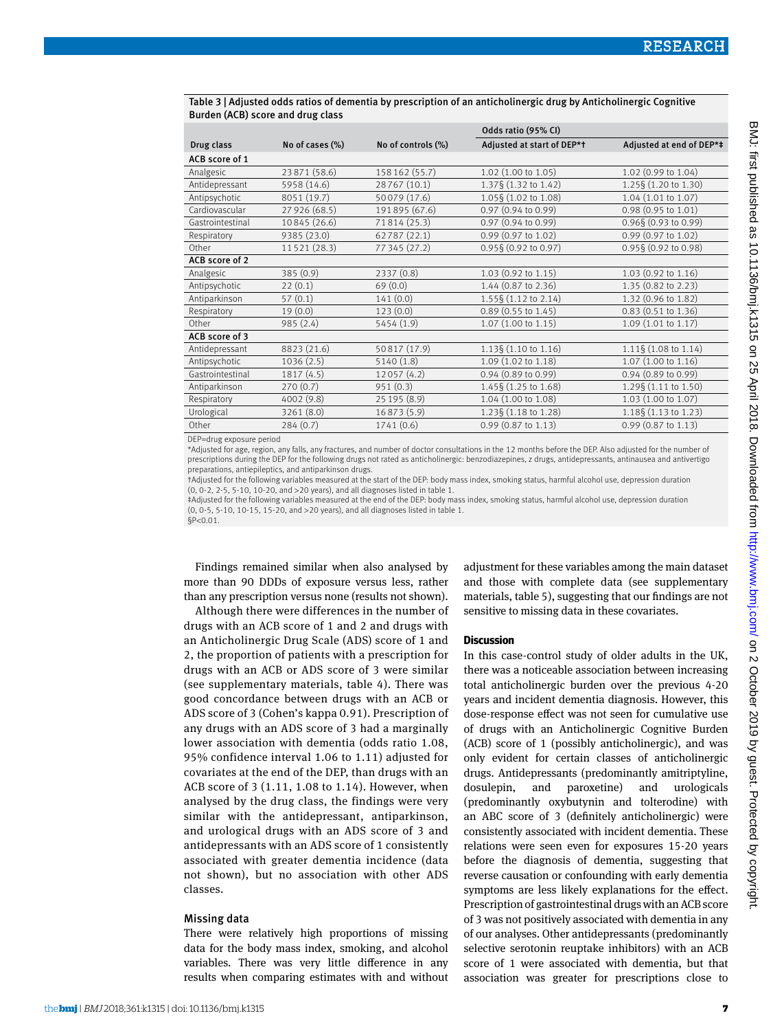Table 3 | Adjusted odds ratios of dementia by prescription of an anticholinergic drug by Anticholinergic Cognitive Burden (ACB) score and drug class

| Drug class | No of cases (%) | No of controls (%) | Odds ratio (95% CI) | |
|---|---|---|---|---|
| | | | Adjusted at start of DEP*† | Adjusted at end of DEP*‡ |
| **ACB score of 1** | | | | |
| Analgesic | 23 871 (58.6) | 158 162 (55.7) | 1.02 (1.00 to 1.05) | 1.02 (0.99 to 1.04) |
| Antidepressant | 5958 (14.6) | 28 767 (10.1) | 1.37§ (1.32 to 1.42) | 1.25§ (1.20 to 1.30) |
| Antipsychotic | 8051 (19.7) | 50 079 (17.6) | 1.05§ (1.02 to 1.08) | 1.04 (1.01 to 1.07) |
| Cardiovascular | 27 926 (68.5) | 191 895 (67.6) | 0.97 (0.94 to 0.99) | 0.98 (0.95 to 1.01) |
| Gastrointestinal | 10 845 (26.6) | 71 814 (25.3) | 0.97 (0.94 to 0.99) | 0.96§ (0.93 to 0.99) |
| Respiratory | 9385 (23.0) | 62 787 (22.1) | 0.99 (0.97 to 1.02) | 0.99 (0.97 to 1.02) |
| Other | 11 521 (28.3) | 77 345 (27.2) | 0.95§ (0.92 to 0.97) | 0.95§ (0.92 to 0.98) |
| **ACB score of 2** | | | | |
| Analgesic | 385 (0.9) | 2337 (0.8) | 1.03 (0.92 to 1.15) | 1.03 (0.92 to 1.16) |
| Antipsychotic | 22 (0.1) | 69 (0.0) | 1.44 (0.87 to 2.36) | 1.35 (0.82 to 2.23) |
| Antiparkinson | 57 (0.1) | 141 (0.0) | 1.55§ (1.12 to 2.14) | 1.32 (0.96 to 1.82) |
| Respiratory | 19 (0.0) | 123 (0.0) | 0.89 (0.55 to 1.45) | 0.83 (0.51 to 1.36) |
| Other | 985 (2.4) | 5454 (1.9) | 1.07 (1.00 to 1.15) | 1.09 (1.01 to 1.17) |
| **ACB score of 3** | | | | |
| Antidepressant | 8823 (21.6) | 50 817 (17.9) | 1.13§ (1.10 to 1.16) | 1.11§ (1.08 to 1.14) |
| Antipsychotic | 1036 (2.5) | 5140 (1.8) | 1.09 (1.02 to 1.18) | 1.07 (1.00 to 1.16) |
| Gastrointestinal | 1817 (4.5) | 12 057 (4.2) | 0.94 (0.89 to 0.99) | 0.94 (0.89 to 0.99) |
| Antiparkinson | 270 (0.7) | 951 (0.3) | 1.45§ (1.25 to 1.68) | 1.29§ (1.11 to 1.50) |
| Respiratory | 4002 (9.8) | 25 195 (8.9) | 1.04 (1.00 to 1.08) | 1.03 (1.00 to 1.07) |
| Urological | 3261 (8.0) | 16 873 (5.9) | 1.23§ (1.18 to 1.28) | 1.18§ (1.13 to 1.23) |
| Other | 284 (0.7) | 1741 (0.6) | 0.99 (0.87 to 1.13) | 0.99 (0.87 to 1.13) |

DEP=drug exposure period

*Adjusted for age, region, any falls, any fractures, and number of doctor consultations in the 12 months before the DEP. Also adjusted for the number of prescriptions during the DEP for the following drugs not rated as anticholinergic: benzodiazepines, z drugs, antidepressants, antinausea and antivertigo preparations, antiepileptics, and antiparkinson drugs.

†Adjusted for the following variables measured at the start of the DEP: body mass index, smoking status, harmful alcohol use, depression duration (0, 0-2, 2-5, 5-10, 10-20, and >20 years), and all diagnoses listed in table 1.

‡Adjusted for the following variables measured at the end of the DEP: body mass index, smoking status, harmful alcohol use, depression duration (0, 0-5, 5-10, 10-15, 15-20, and >20 years), and all diagnoses listed in table 1.

§P<0.01.

Findings remained similar when also analysed by more than 90 DDDs of exposure versus less, rather than any prescription versus none (results not shown).

Although there were differences in the number of drugs with an ACB score of 1 and 2 and drugs with an Anticholinergic Drug Scale (ADS) score of 1 and 2, the proportion of patients with a prescription for drugs with an ACB or ADS score of 3 were similar (see supplementary materials, table 4). There was good concordance between drugs with an ACB or ADS score of 3 (Cohen's kappa 0.91). Prescription of any drugs with an ADS score of 3 had a marginally lower association with dementia (odds ratio 1.08, 95% confidence interval 1.06 to 1.11) adjusted for covariates at the end of the DEP, than drugs with an ACB score of 3 (1.11, 1.08 to 1.14). However, when analysed by the drug class, the findings were very similar with the antidepressant, antiparkinson, and urological drugs with an ADS score of 3 and antidepressants with an ADS score of 1 consistently associated with greater dementia incidence (data not shown), but no association with other ADS classes.

### Missing data

There were relatively high proportions of missing data for the body mass index, smoking, and alcohol variables. There was very little difference in any results when comparing estimates with and without adjustment for these variables among the main dataset and those with complete data (see supplementary materials, table 5), suggesting that our findings are not sensitive to missing data in these covariates.

## Discussion

In this case-control study of older adults in the UK, there was a noticeable association between increasing total anticholinergic burden over the previous 4-20 years and incident dementia diagnosis. However, this dose-response effect was not seen for cumulative use of drugs with an Anticholinergic Cognitive Burden (ACB) score of 1 (possibly anticholinergic), and was only evident for certain classes of anticholinergic drugs. Antidepressants (predominantly amitriptyline, dosulepin, and paroxetine) and urologicals (predominantly oxybutynin and tolterodine) with an ABC score of 3 (definitely anticholinergic) were consistently associated with incident dementia. These relations were seen even for exposures 15-20 years before the diagnosis of dementia, suggesting that reverse causation or confounding with early dementia symptoms are less likely explanations for the effect. Prescription of gastrointestinal drugs with an ACB score of 3 was not positively associated with dementia in any of our analyses. Other antidepressants (predominantly selective serotonin reuptake inhibitors) with an ACB score of 1 were associated with dementia, but that association was greater for prescriptions close to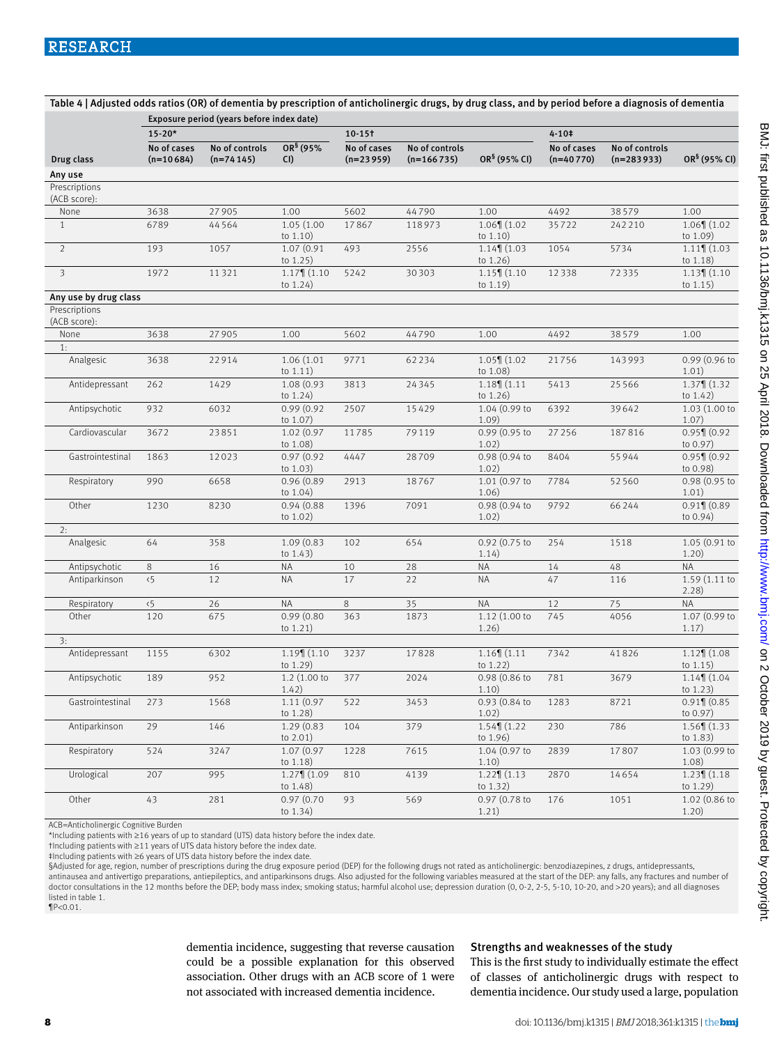Table 4 | Adjusted odds ratios (OR) of dementia by prescription of anticholinergic drugs, by drug class, and by period before a diagnosis of dementia

| Drug class | Exposure period (years before index date): 15-20* No of cases (n=10 684) | No of controls (n=74 145) | OR§ (95% CI) | 10-15† No of cases (n=23 959) | No of controls (n=166 735) | OR§ (95% CI) | 4-10‡ No of cases (n=40 770) | No of controls (n=283 933) | OR§ (95% CI) |
|---|---|---|---|---|---|---|---|---|---|
| **Any use** | | | | | | | | | |
| Prescriptions (ACB score): | | | | | | | | | |
| None | 3638 | 27 905 | 1.00 | 5602 | 44 790 | 1.00 | 4492 | 38 579 | 1.00 |
| 1 | 6789 | 44 564 | 1.05 (1.00 to 1.10) | 17 867 | 118 973 | 1.06¶ (1.02 to 1.10) | 35 722 | 242 210 | 1.06¶ (1.02 to 1.09) |
| 2 | 193 | 1057 | 1.07 (0.91 to 1.25) | 493 | 2556 | 1.14¶ (1.03 to 1.26) | 1054 | 5734 | 1.11¶ (1.03 to 1.18) |
| 3 | 1972 | 11 321 | 1.17¶ (1.10 to 1.24) | 5242 | 30 303 | 1.15¶ (1.10 to 1.19) | 12 338 | 72 335 | 1.13¶ (1.10 to 1.15) |
| **Any use by drug class** | | | | | | | | | |
| Prescriptions (ACB score): | | | | | | | | | |
| None | 3638 | 27 905 | 1.00 | 5602 | 44 790 | 1.00 | 4492 | 38 579 | 1.00 |
| 1: | | | | | | | | | |
| Analgesic | 3638 | 22 914 | 1.06 (1.01 to 1.11) | 9771 | 62 234 | 1.05¶ (1.02 to 1.08) | 21 756 | 143 993 | 0.99 (0.96 to 1.01) |
| Antidepressant | 262 | 1429 | 1.08 (0.93 to 1.24) | 3813 | 24 345 | 1.18¶ (1.11 to 1.26) | 5413 | 25 566 | 1.37¶ (1.32 to 1.42) |
| Antipsychotic | 932 | 6032 | 0.99 (0.92 to 1.07) | 2507 | 15 429 | 1.04 (0.99 to 1.09) | 6392 | 39 642 | 1.03 (1.00 to 1.07) |
| Cardiovascular | 3672 | 23 851 | 1.02 (0.97 to 1.08) | 11 785 | 79 119 | 0.99 (0.95 to 1.02) | 27 256 | 187 816 | 0.95¶ (0.92 to 0.97) |
| Gastrointestinal | 1863 | 12 023 | 0.97 (0.92 to 1.03) | 4447 | 28 709 | 0.98 (0.94 to 1.02) | 8404 | 55 944 | 0.95¶ (0.92 to 0.98) |
| Respiratory | 990 | 6658 | 0.96 (0.89 to 1.04) | 2913 | 18 767 | 1.01 (0.97 to 1.06) | 7784 | 52 560 | 0.98 (0.95 to 1.01) |
| Other | 1230 | 8230 | 0.94 (0.88 to 1.02) | 1396 | 7091 | 0.98 (0.94 to 1.02) | 9792 | 66 244 | 0.91¶ (0.89 to 0.94) |
| 2: | | | | | | | | | |
| Analgesic | 64 | 358 | 1.09 (0.83 to 1.43) | 102 | 654 | 0.92 (0.75 to 1.14) | 254 | 1518 | 1.05 (0.91 to 1.20) |
| Antipsychotic | 8 | 16 | NA | 10 | 28 | NA | 14 | 48 | NA |
| Antiparkinson | <5 | 12 | NA | 17 | 22 | NA | 47 | 116 | 1.59 (1.11 to 2.28) |
| Respiratory | <5 | 26 | NA | 8 | 35 | NA | 12 | 75 | NA |
| Other | 120 | 675 | 0.99 (0.80 to 1.21) | 363 | 1873 | 1.12 (1.00 to 1.26) | 745 | 4056 | 1.07 (0.99 to 1.17) |
| 3: | | | | | | | | | |
| Antidepressant | 1155 | 6302 | 1.19¶ (1.10 to 1.29) | 3237 | 17 828 | 1.16¶ (1.11 to 1.22) | 7342 | 41 826 | 1.12¶ (1.08 to 1.15) |
| Antipsychotic | 189 | 952 | 1.2 (1.00 to 1.42) | 377 | 2024 | 0.98 (0.86 to 1.10) | 781 | 3679 | 1.14¶ (1.04 to 1.23) |
| Gastrointestinal | 273 | 1568 | 1.11 (0.97 to 1.28) | 522 | 3453 | 0.93 (0.84 to 1.02) | 1283 | 8721 | 0.91¶ (0.85 to 0.97) |
| Antiparkinson | 29 | 146 | 1.29 (0.83 to 2.01) | 104 | 379 | 1.54¶ (1.22 to 1.96) | 230 | 786 | 1.56¶ (1.33 to 1.83) |
| Respiratory | 524 | 3247 | 1.07 (0.97 to 1.18) | 1228 | 7615 | 1.04 (0.97 to 1.10) | 2839 | 17 807 | 1.03 (0.99 to 1.08) |
| Urological | 207 | 995 | 1.27¶ (1.09 to 1.48) | 810 | 4139 | 1.22¶ (1.13 to 1.32) | 2870 | 14 654 | 1.23¶ (1.18 to 1.29) |
| Other | 43 | 281 | 0.97 (0.70 to 1.34) | 93 | 569 | 0.97 (0.78 to 1.21) | 176 | 1051 | 1.02 (0.86 to 1.20) |

ACB=Anticholinergic Cognitive Burden
*Including patients with ≥16 years of up to standard (UTS) data history before the index date.
†Including patients with ≥11 years of UTS data history before the index date.
‡Including patients with ≥6 years of UTS data history before the index date.
§Adjusted for age, region, number of prescriptions during the drug exposure period (DEP) for the following drugs not rated as anticholinergic: benzodiazepines, z drugs, antidepressants, antinausea and antivertigo preparations, antiepileptics, and antiparkinsons drugs. Also adjusted for the following variables measured at the start of the DEP: any falls, any fractures and number of doctor consultations in the 12 months before the DEP; body mass index; smoking status; harmful alcohol use; depression duration (0, 0-2, 2-5, 5-10, 10-20, and >20 years); and all diagnoses listed in table 1.
¶P<0.01.

dementia incidence, suggesting that reverse causation could be a possible explanation for this observed association. Other drugs with an ACB score of 1 were not associated with increased dementia incidence.

### Strengths and weaknesses of the study

This is the first study to individually estimate the effect of classes of anticholinergic drugs with respect to dementia incidence. Our study used a large, population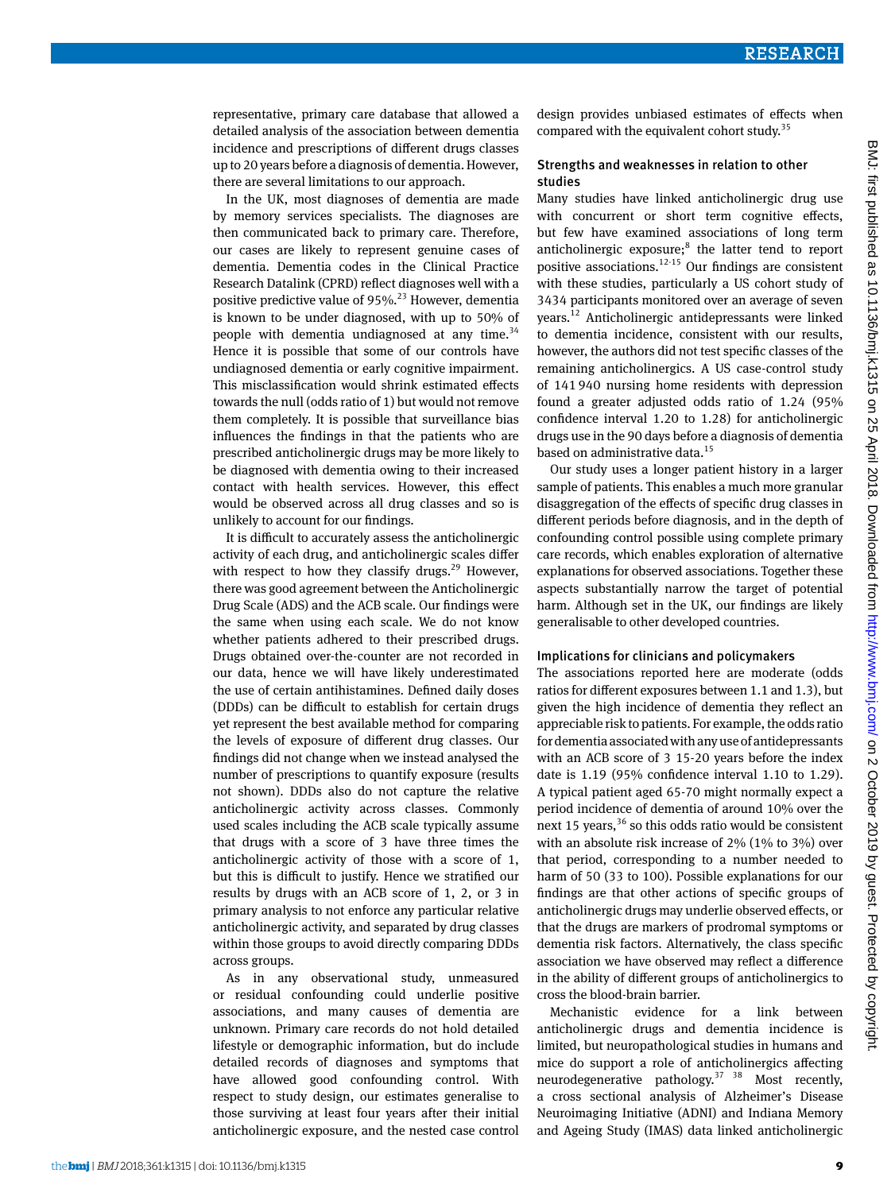representative, primary care database that allowed a detailed analysis of the association between dementia incidence and prescriptions of different drugs classes up to 20 years before a diagnosis of dementia. However, there are several limitations to our approach.

In the UK, most diagnoses of dementia are made by memory services specialists. The diagnoses are then communicated back to primary care. Therefore, our cases are likely to represent genuine cases of dementia. Dementia codes in the Clinical Practice Research Datalink (CPRD) reflect diagnoses well with a positive predictive value of 95%.[23] However, dementia is known to be under diagnosed, with up to 50% of people with dementia undiagnosed at any time.[34] Hence it is possible that some of our controls have undiagnosed dementia or early cognitive impairment. This misclassification would shrink estimated effects towards the null (odds ratio of 1) but would not remove them completely. It is possible that surveillance bias influences the findings in that the patients who are prescribed anticholinergic drugs may be more likely to be diagnosed with dementia owing to their increased contact with health services. However, this effect would be observed across all drug classes and so is unlikely to account for our findings.

It is difficult to accurately assess the anticholinergic activity of each drug, and anticholinergic scales differ with respect to how they classify drugs.[29] However, there was good agreement between the Anticholinergic Drug Scale (ADS) and the ACB scale. Our findings were the same when using each scale. We do not know whether patients adhered to their prescribed drugs. Drugs obtained over-the-counter are not recorded in our data, hence we will have likely underestimated the use of certain antihistamines. Defined daily doses (DDDs) can be difficult to establish for certain drugs yet represent the best available method for comparing the levels of exposure of different drug classes. Our findings did not change when we instead analysed the number of prescriptions to quantify exposure (results not shown). DDDs also do not capture the relative anticholinergic activity across classes. Commonly used scales including the ACB scale typically assume that drugs with a score of 3 have three times the anticholinergic activity of those with a score of 1, but this is difficult to justify. Hence we stratified our results by drugs with an ACB score of 1, 2, or 3 in primary analysis to not enforce any particular relative anticholinergic activity, and separated by drug classes within those groups to avoid directly comparing DDDs across groups.

As in any observational study, unmeasured or residual confounding could underlie positive associations, and many causes of dementia are unknown. Primary care records do not hold detailed lifestyle or demographic information, but do include detailed records of diagnoses and symptoms that have allowed good confounding control. With respect to study design, our estimates generalise to those surviving at least four years after their initial anticholinergic exposure, and the nested case control design provides unbiased estimates of effects when compared with the equivalent cohort study.[35]

### Strengths and weaknesses in relation to other studies

Many studies have linked anticholinergic drug use with concurrent or short term cognitive effects, but few have examined associations of long term anticholinergic exposure;[8] the latter tend to report positive associations.[12-15] Our findings are consistent with these studies, particularly a US cohort study of 3434 participants monitored over an average of seven years.[12] Anticholinergic antidepressants were linked to dementia incidence, consistent with our results, however, the authors did not test specific classes of the remaining anticholinergics. A US case-control study of 141 940 nursing home residents with depression found a greater adjusted odds ratio of 1.24 (95% confidence interval 1.20 to 1.28) for anticholinergic drugs use in the 90 days before a diagnosis of dementia based on administrative data.[15]

Our study uses a longer patient history in a larger sample of patients. This enables a much more granular disaggregation of the effects of specific drug classes in different periods before diagnosis, and in the depth of confounding control possible using complete primary care records, which enables exploration of alternative explanations for observed associations. Together these aspects substantially narrow the target of potential harm. Although set in the UK, our findings are likely generalisable to other developed countries.

### Implications for clinicians and policymakers

The associations reported here are moderate (odds ratios for different exposures between 1.1 and 1.3), but given the high incidence of dementia they reflect an appreciable risk to patients. For example, the odds ratio for dementia associated with any use of antidepressants with an ACB score of 3 15-20 years before the index date is 1.19 (95% confidence interval 1.10 to 1.29). A typical patient aged 65-70 might normally expect a period incidence of dementia of around 10% over the next 15 years,[36] so this odds ratio would be consistent with an absolute risk increase of 2% (1% to 3%) over that period, corresponding to a number needed to harm of 50 (33 to 100). Possible explanations for our findings are that other actions of specific groups of anticholinergic drugs may underlie observed effects, or that the drugs are markers of prodromal symptoms or dementia risk factors. Alternatively, the class specific association we have observed may reflect a difference in the ability of different groups of anticholinergics to cross the blood-brain barrier.

Mechanistic evidence for a link between anticholinergic drugs and dementia incidence is limited, but neuropathological studies in humans and mice do support a role of anticholinergics affecting neurodegenerative pathology.[37 38] Most recently, a cross sectional analysis of Alzheimer's Disease Neuroimaging Initiative (ADNI) and Indiana Memory and Ageing Study (IMAS) data linked anticholinergic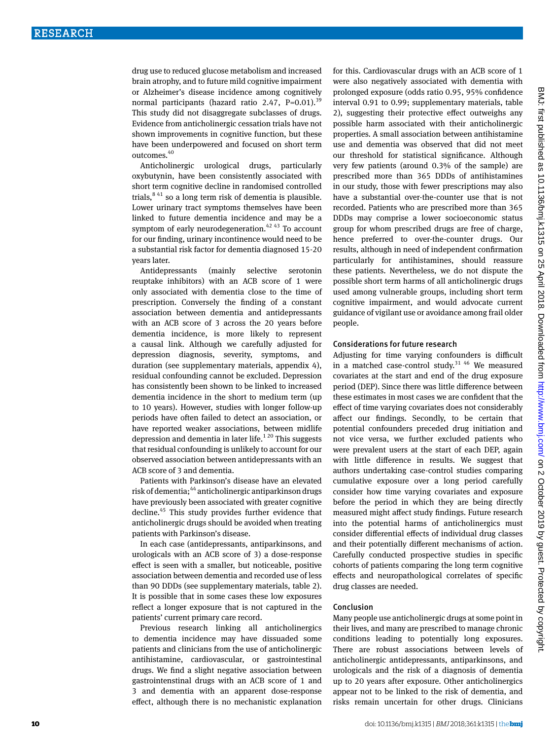drug use to reduced glucose metabolism and increased brain atrophy, and to future mild cognitive impairment or Alzheimer's disease incidence among cognitively normal participants (hazard ratio 2.47, P=0.01).[39] This study did not disaggregate subclasses of drugs. Evidence from anticholinergic cessation trials have not shown improvements in cognitive function, but these have been underpowered and focused on short term outcomes.[40]

Anticholinergic urological drugs, particularly oxybutynin, have been consistently associated with short term cognitive decline in randomised controlled trials,[8 41] so a long term risk of dementia is plausible. Lower urinary tract symptoms themselves have been linked to future dementia incidence and may be a symptom of early neurodegeneration.[42 43] To account for our finding, urinary incontinence would need to be a substantial risk factor for dementia diagnosed 15-20 years later.

Antidepressants (mainly selective serotonin reuptake inhibitors) with an ACB score of 1 were only associated with dementia close to the time of prescription. Conversely the finding of a constant association between dementia and antidepressants with an ACB score of 3 across the 20 years before dementia incidence, is more likely to represent a causal link. Although we carefully adjusted for depression diagnosis, severity, symptoms, and duration (see supplementary materials, appendix 4), residual confounding cannot be excluded. Depression has consistently been shown to be linked to increased dementia incidence in the short to medium term (up to 10 years). However, studies with longer follow-up periods have often failed to detect an association, or have reported weaker associations, between midlife depression and dementia in later life.[1 20] This suggests that residual confounding is unlikely to account for our observed association between antidepressants with an ACB score of 3 and dementia.

Patients with Parkinson's disease have an elevated risk of dementia;[44] anticholinergic antiparkinson drugs have previously been associated with greater cognitive decline.[45] This study provides further evidence that anticholinergic drugs should be avoided when treating patients with Parkinson's disease.

In each case (antidepressants, antiparkinsons, and urologicals with an ACB score of 3) a dose-response effect is seen with a smaller, but noticeable, positive association between dementia and recorded use of less than 90 DDDs (see supplementary materials, table 2). It is possible that in some cases these low exposures reflect a longer exposure that is not captured in the patients' current primary care record.

Previous research linking all anticholinergics to dementia incidence may have dissuaded some patients and clinicians from the use of anticholinergic antihistamine, cardiovascular, or gastrointestinal drugs. We find a slight negative association between gastrointenstinal drugs with an ACB score of 1 and 3 and dementia with an apparent dose-response effect, although there is no mechanistic explanation for this. Cardiovascular drugs with an ACB score of 1 were also negatively associated with dementia with prolonged exposure (odds ratio 0.95, 95% confidence interval 0.91 to 0.99; supplementary materials, table 2), suggesting their protective effect outweighs any possible harm associated with their anticholinergic properties. A small association between antihistamine use and dementia was observed that did not meet our threshold for statistical significance. Although very few patients (around 0.3% of the sample) are prescribed more than 365 DDDs of antihistamines in our study, those with fewer prescriptions may also have a substantial over-the-counter use that is not recorded. Patients who are prescribed more than 365 DDDs may comprise a lower socioeconomic status group for whom prescribed drugs are free of charge, hence preferred to over-the-counter drugs. Our results, although in need of independent confirmation particularly for antihistamines, should reassure these patients. Nevertheless, we do not dispute the possible short term harms of all anticholinergic drugs used among vulnerable groups, including short term cognitive impairment, and would advocate current guidance of vigilant use or avoidance among frail older people.

### Considerations for future research

Adjusting for time varying confounders is difficult in a matched case-control study.[31 46] We measured covariates at the start and end of the drug exposure period (DEP). Since there was little difference between these estimates in most cases we are confident that the effect of time varying covariates does not considerably affect our findings. Secondly, to be certain that potential confounders preceded drug initiation and not vice versa, we further excluded patients who were prevalent users at the start of each DEP, again with little difference in results. We suggest that authors undertaking case-control studies comparing cumulative exposure over a long period carefully consider how time varying covariates and exposure before the period in which they are being directly measured might affect study findings. Future research into the potential harms of anticholinergics must consider differential effects of individual drug classes and their potentially different mechanisms of action. Carefully conducted prospective studies in specific cohorts of patients comparing the long term cognitive effects and neuropathological correlates of specific drug classes are needed.

### Conclusion

Many people use anticholinergic drugs at some point in their lives, and many are prescribed to manage chronic conditions leading to potentially long exposures. There are robust associations between levels of anticholinergic antidepressants, antiparkinsons, and urologicals and the risk of a diagnosis of dementia up to 20 years after exposure. Other anticholinergics appear not to be linked to the risk of dementia, and risks remain uncertain for other drugs. Clinicians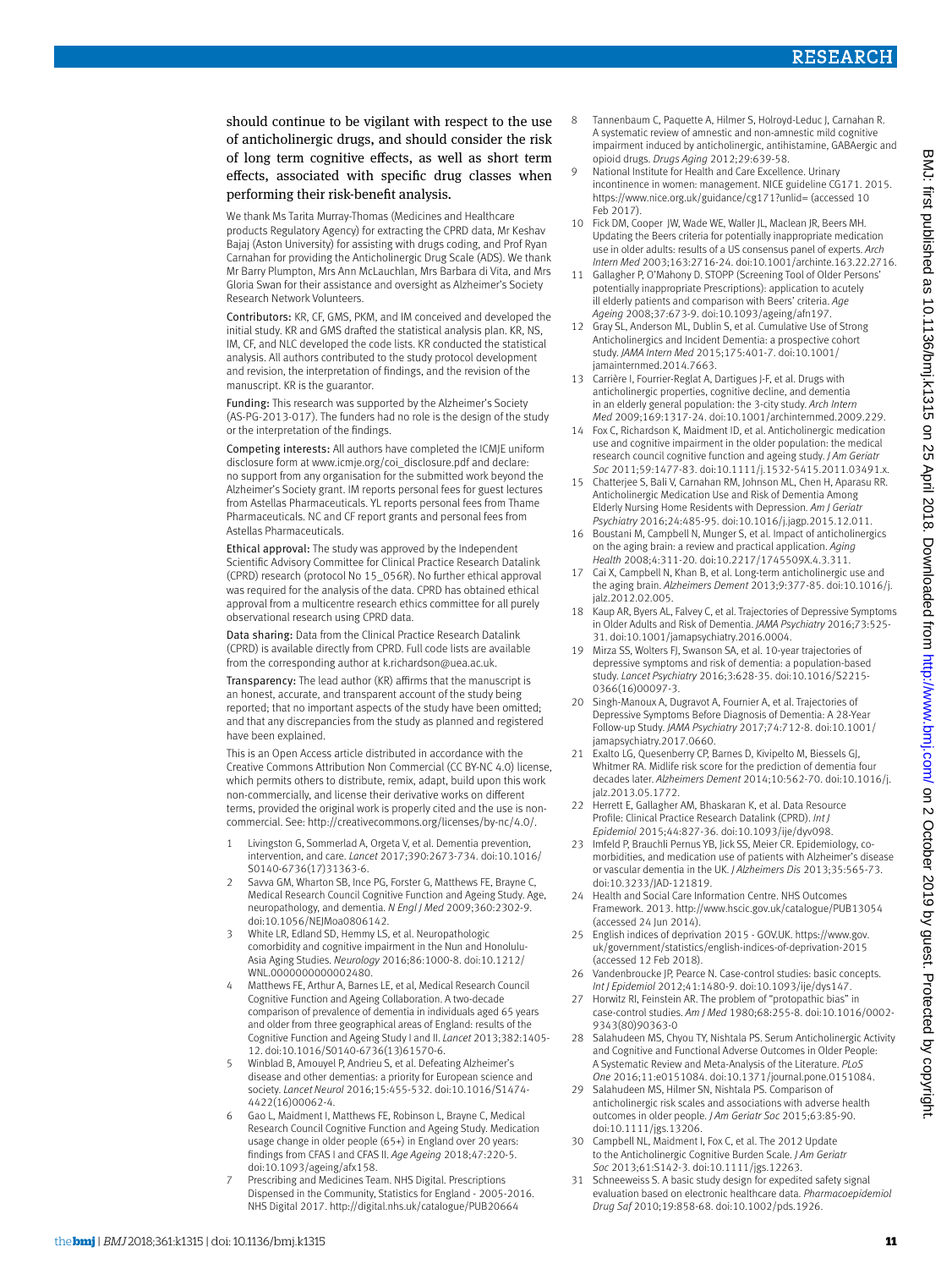should continue to be vigilant with respect to the use of anticholinergic drugs, and should consider the risk of long term cognitive effects, as well as short term effects, associated with specific drug classes when performing their risk-benefit analysis.

We thank Ms Tarita Murray-Thomas (Medicines and Healthcare products Regulatory Agency) for extracting the CPRD data, Mr Keshav Bajaj (Aston University) for assisting with drugs coding, and Prof Ryan Carnahan for providing the Anticholinergic Drug Scale (ADS). We thank Mr Barry Plumpton, Mrs Ann McLauchlan, Mrs Barbara di Vita, and Mrs Gloria Swan for their assistance and oversight as Alzheimer's Society Research Network Volunteers.

Contributors: KR, CF, GMS, PKM, and IM conceived and developed the initial study. KR and GMS drafted the statistical analysis plan. KR, NS, IM, CF, and NLC developed the code lists. KR conducted the statistical analysis. All authors contributed to the study protocol development and revision, the interpretation of findings, and the revision of the manuscript. KR is the guarantor.

Funding: This research was supported by the Alzheimer's Society (AS-PG-2013-017). The funders had no role is the design of the study or the interpretation of the findings.

Competing interests: All authors have completed the ICMJE uniform disclosure form at www.icmje.org/coi_disclosure.pdf and declare: no support from any organisation for the submitted work beyond the Alzheimer's Society grant. IM reports personal fees for guest lectures from Astellas Pharmaceuticals. YL reports personal fees from Thame Pharmaceuticals. NC and CF report grants and personal fees from Astellas Pharmaceuticals.

Ethical approval: The study was approved by the Independent Scientific Advisory Committee for Clinical Practice Research Datalink (CPRD) research (protocol No 15_056R). No further ethical approval was required for the analysis of the data. CPRD has obtained ethical approval from a multicentre research ethics committee for all purely observational research using CPRD data.

Data sharing: Data from the Clinical Practice Research Datalink (CPRD) is available directly from CPRD. Full code lists are available from the corresponding author at k.richardson@uea.ac.uk.

Transparency: The lead author (KR) affirms that the manuscript is an honest, accurate, and transparent account of the study being reported; that no important aspects of the study have been omitted; and that any discrepancies from the study as planned and registered have been explained.

This is an Open Access article distributed in accordance with the Creative Commons Attribution Non Commercial (CC BY-NC 4.0) license, which permits others to distribute, remix, adapt, build upon this work non-commercially, and license their derivative works on different terms, provided the original work is properly cited and the use is non-commercial. See: http://creativecommons.org/licenses/by-nc/4.0/.

1. Livingston G, Sommerlad A, Orgeta V, et al. Dementia prevention, intervention, and care. *Lancet* 2017;390:2673-734. doi:10.1016/S0140-6736(17)31363-6.
2. Savva GM, Wharton SB, Ince PG, Forster G, Matthews FE, Brayne C, Medical Research Council Cognitive Function and Ageing Study. Age, neuropathology, and dementia. *N Engl J Med* 2009;360:2302-9. doi:10.1056/NEJMoa0806142.
3. White LR, Edland SD, Hemmy LS, et al. Neuropathologic comorbidity and cognitive impairment in the Nun and Honolulu-Asia Aging Studies. *Neurology* 2016;86:1000-8. doi:10.1212/WNL.0000000000002480.
4. Matthews FE, Arthur A, Barnes LE, et al, Medical Research Council Cognitive Function and Ageing Collaboration. A two-decade comparison of prevalence of dementia in individuals aged 65 years and older from three geographical areas of England: results of the Cognitive Function and Ageing Study I and II. *Lancet* 2013;382:1405-12. doi:10.1016/S0140-6736(13)61570-6.
5. Winblad B, Amouyel P, Andrieu S, et al. Defeating Alzheimer's disease and other dementias: a priority for European science and society. *Lancet Neurol* 2016;15:455-532. doi:10.1016/S1474-4422(16)00062-4.
6. Gao L, Maidment I, Matthews FE, Robinson L, Brayne C, Medical Research Council Cognitive Function and Ageing Study. Medication usage change in older people (65+) in England over 20 years: findings from CFAS I and CFAS II. *Age Ageing* 2018;47:220-5. doi:10.1093/ageing/afx158.
7. Prescribing and Medicines Team. NHS Digital. Prescriptions Dispensed in the Community, Statistics for England - 2005-2016. NHS Digital 2017. http://digital.nhs.uk/catalogue/PUB20664
8. Tannenbaum C, Paquette A, Hilmer S, Holroyd-Leduc J, Carnahan R. A systematic review of amnestic and non-amnestic mild cognitive impairment induced by anticholinergic, antihistamine, GABAergic and opioid drugs. *Drugs Aging* 2012;29:639-58.
9. National Institute for Health and Care Excellence. Urinary incontinence in women: management. NICE guideline CG171. 2015. https://www.nice.org.uk/guidance/cg171?unlid= (accessed 10 Feb 2017).
10. Fick DM, Cooper JW, Wade WE, Waller JL, Maclean JR, Beers MH. Updating the Beers criteria for potentially inappropriate medication use in older adults: results of a US consensus panel of experts. *Arch Intern Med* 2003;163:2716-24. doi:10.1001/archinte.163.22.2716.
11. Gallagher P, O'Mahony D. STOPP (Screening Tool of Older Persons' potentially inappropriate Prescriptions): application to acutely ill elderly patients and comparison with Beers' criteria. *Age Ageing* 2008;37:673-9. doi:10.1093/ageing/afn197.
12. Gray SL, Anderson ML, Dublin S, et al. Cumulative Use of Strong Anticholinergics and Incident Dementia: a prospective cohort study. *JAMA Intern Med* 2015;175:401-7. doi:10.1001/jamainternmed.2014.7663.
13. Carrière I, Fourrier-Reglat A, Dartigues J-F, et al. Drugs with anticholinergic properties, cognitive decline, and dementia in an elderly general population: the 3-city study. *Arch Intern Med* 2009;169:1317-24. doi:10.1001/archinternmed.2009.229.
14. Fox C, Richardson K, Maidment ID, et al. Anticholinergic medication use and cognitive impairment in the older population: the medical research council cognitive function and ageing study. *J Am Geriatr Soc* 2011;59:1477-83. doi:10.1111/j.1532-5415.2011.03491.x.
15. Chatterjee S, Bali V, Carnahan RM, Johnson ML, Chen H, Aparasu RR. Anticholinergic Medication Use and Risk of Dementia Among Elderly Nursing Home Residents with Depression. *Am J Geriatr Psychiatry* 2016;24:485-95. doi:10.1016/j.jagp.2015.12.011.
16. Boustani M, Campbell N, Munger S, et al. Impact of anticholinergics on the aging brain: a review and practical application. *Aging Health* 2008;4:311-20. doi:10.2217/1745509X.4.3.311.
17. Cai X, Campbell N, Khan B, et al. Long-term anticholinergic use and the aging brain. *Alzheimers Dement* 2013;9:377-85. doi:10.1016/j.jalz.2012.02.005.
18. Kaup AR, Byers AL, Falvey C, et al. Trajectories of Depressive Symptoms in Older Adults and Risk of Dementia. *JAMA Psychiatry* 2016;73:525-31. doi:10.1001/jamapsychiatry.2016.0004.
19. Mirza SS, Wolters FJ, Swanson SA, et al. 10-year trajectories of depressive symptoms and risk of dementia: a population-based study. *Lancet Psychiatry* 2016;3:628-35. doi:10.1016/S2215-0366(16)00097-3.
20. Singh-Manoux A, Dugravot A, Fournier A, et al. Trajectories of Depressive Symptoms Before Diagnosis of Dementia: A 28-Year Follow-up Study. *JAMA Psychiatry* 2017;74:712-8. doi:10.1001/jamapsychiatry.2017.0660.
21. Exalto LG, Quesenberry CP, Barnes D, Kivipelto M, Biessels GJ, Whitmer RA. Midlife risk score for the prediction of dementia four decades later. *Alzheimers Dement* 2014;10:562-70. doi:10.1016/j.jalz.2013.05.1772.
22. Herrett E, Gallagher AM, Bhaskaran K, et al. Data Resource Profile: Clinical Practice Research Datalink (CPRD). *Int J Epidemiol* 2015;44:827-36. doi:10.1093/ije/dyv098.
23. Imfeld P, Brauchli Pernus YB, Jick SS, Meier CR. Epidemiology, co-morbidities, and medication use of patients with Alzheimer's disease or vascular dementia in the UK. *J Alzheimers Dis* 2013;35:565-73. doi:10.3233/JAD-121819.
24. Health and Social Care Information Centre. NHS Outcomes Framework. 2013. http://www.hscic.gov.uk/catalogue/PUB13054 (accessed 24 Jun 2014).
25. English indices of deprivation 2015 - GOV.UK. https://www.gov.uk/government/statistics/english-indices-of-deprivation-2015 (accessed 12 Feb 2018).
26. Vandenbroucke JP, Pearce N. Case-control studies: basic concepts. *Int J Epidemiol* 2012;41:1480-9. doi:10.1093/ije/dys147.
27. Horwitz RI, Feinstein AR. The problem of "protopathic bias" in case-control studies. *Am J Med* 1980;68:255-8. doi:10.1016/0002-9343(80)90363-0
28. Salahudeen MS, Chyou TY, Nishtala PS. Serum Anticholinergic Activity and Cognitive and Functional Adverse Outcomes in Older People: A Systematic Review and Meta-Analysis of the Literature. *PLoS One* 2016;11:e0151084. doi:10.1371/journal.pone.0151084.
29. Salahudeen MS, Hilmer SN, Nishtala PS. Comparison of anticholinergic risk scales and associations with adverse health outcomes in older people. *J Am Geriatr Soc* 2015;63:85-90. doi:10.1111/jgs.13206.
30. Campbell NL, Maidment I, Fox C, et al. The 2012 Update to the Anticholinergic Cognitive Burden Scale. *J Am Geriatr Soc* 2013;61:S142-3. doi:10.1111/jgs.12263.
31. Schneeweiss S. A basic study design for expedited safety signal evaluation based on electronic healthcare data. *Pharmacoepidemiol Drug Saf* 2010;19:858-68. doi:10.1002/pds.1926.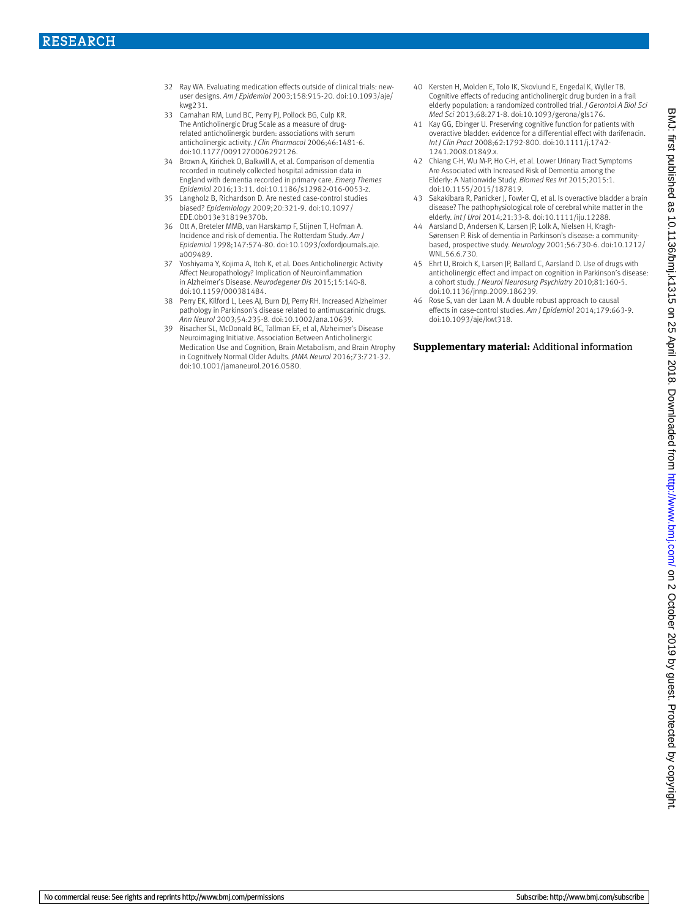32 Ray WA. Evaluating medication effects outside of clinical trials: new-user designs. *Am J Epidemiol* 2003;158:915-20. doi:10.1093/aje/kwg231.

33 Carnahan RM, Lund BC, Perry PJ, Pollock BG, Culp KR. The Anticholinergic Drug Scale as a measure of drug-related anticholinergic burden: associations with serum anticholinergic activity. *J Clin Pharmacol* 2006;46:1481-6. doi:10.1177/0091270006292126.

34 Brown A, Kirichek O, Balkwill A, et al. Comparison of dementia recorded in routinely collected hospital admission data in England with dementia recorded in primary care. *Emerg Themes Epidemiol* 2016;13:11. doi:10.1186/s12982-016-0053-z.

35 Langholz B, Richardson D. Are nested case-control studies biased? *Epidemiology* 2009;20:321-9. doi:10.1097/EDE.0b013e31819e370b.

36 Ott A, Breteler MMB, van Harskamp F, Stijnen T, Hofman A. Incidence and risk of dementia. The Rotterdam Study. *Am J Epidemiol* 1998;147:574-80. doi:10.1093/oxfordjournals.aje.a009489.

37 Yoshiyama Y, Kojima A, Itoh K, et al. Does Anticholinergic Activity Affect Neuropathology? Implication of Neuroinflammation in Alzheimer's Disease. *Neurodegener Dis* 2015;15:140-8. doi:10.1159/000381484.

38 Perry EK, Kilford L, Lees AJ, Burn DJ, Perry RH. Increased Alzheimer pathology in Parkinson's disease related to antimuscarinic drugs. *Ann Neurol* 2003;54:235-8. doi:10.1002/ana.10639.

39 Risacher SL, McDonald BC, Tallman EF, et al, Alzheimer's Disease Neuroimaging Initiative. Association Between Anticholinergic Medication Use and Cognition, Brain Metabolism, and Brain Atrophy in Cognitively Normal Older Adults. *JAMA Neurol* 2016;73:721-32. doi:10.1001/jamaneurol.2016.0580.

40 Kersten H, Molden E, Tolo IK, Skovlund E, Engedal K, Wyller TB. Cognitive effects of reducing anticholinergic drug burden in a frail elderly population: a randomized controlled trial. *J Gerontol A Biol Sci Med Sci* 2013;68:271-8. doi:10.1093/gerona/gls176.

41 Kay GG, Ebinger U. Preserving cognitive function for patients with overactive bladder: evidence for a differential effect with darifenacin. *Int J Clin Pract* 2008;62:1792-800. doi:10.1111/j.1742-1241.2008.01849.x.

42 Chiang C-H, Wu M-P, Ho C-H, et al. Lower Urinary Tract Symptoms Are Associated with Increased Risk of Dementia among the Elderly: A Nationwide Study. *Biomed Res Int* 2015;2015:1. doi:10.1155/2015/187819.

43 Sakakibara R, Panicker J, Fowler CJ, et al. Is overactive bladder a brain disease? The pathophysiological role of cerebral white matter in the elderly. *Int J Urol* 2014;21:33-8. doi:10.1111/iju.12288.

44 Aarsland D, Andersen K, Larsen JP, Lolk A, Nielsen H, Kragh-Sørensen P. Risk of dementia in Parkinson's disease: a community-based, prospective study. *Neurology* 2001;56:730-6. doi:10.1212/WNL.56.6.730.

45 Ehrt U, Broich K, Larsen JP, Ballard C, Aarsland D. Use of drugs with anticholinergic effect and impact on cognition in Parkinson's disease: a cohort study. *J Neurol Neurosurg Psychiatry* 2010;81:160-5. doi:10.1136/jnnp.2009.186239.

46 Rose S, van der Laan M. A double robust approach to causal effects in case-control studies. *Am J Epidemiol* 2014;179:663-9. doi:10.1093/aje/kwt318.

**Supplementary material:** Additional information